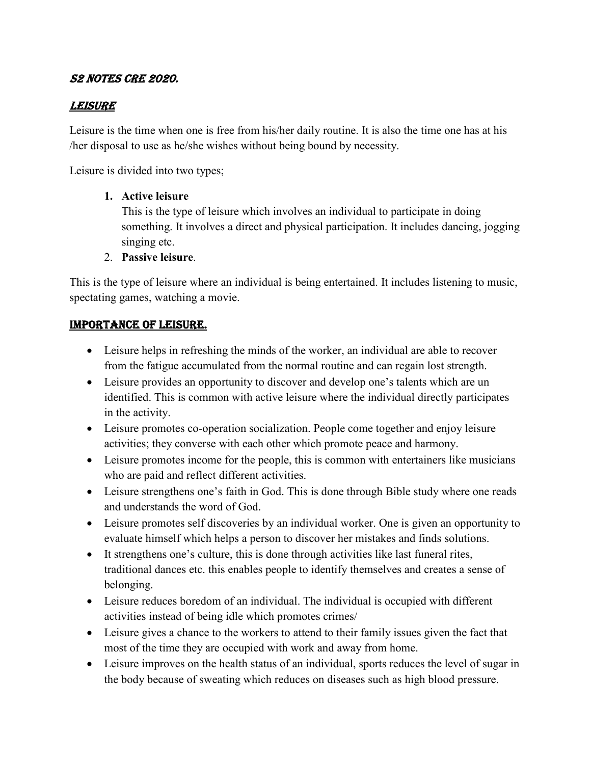# S2 NOTES CRE 2020.

## LEISURE

Leisure is the time when one is free from his/her daily routine. It is also the time one has at his /her disposal to use as he/she wishes without being bound by necessity.

Leisure is divided into two types;

1. **Active leisure**
   This is the type of leisure which involves an individual to participate in doing something. It involves a direct and physical participation. It includes dancing, jogging singing etc.
2. **Passive leisure**.

This is the type of leisure where an individual is being entertained. It includes listening to music, spectating games, watching a movie.

## IMPORTANCE OF LEISURE.

- Leisure helps in refreshing the minds of the worker, an individual are able to recover from the fatigue accumulated from the normal routine and can regain lost strength.
- Leisure provides an opportunity to discover and develop one's talents which are un identified. This is common with active leisure where the individual directly participates in the activity.
- Leisure promotes co-operation socialization. People come together and enjoy leisure activities; they converse with each other which promote peace and harmony.
- Leisure promotes income for the people, this is common with entertainers like musicians who are paid and reflect different activities.
- Leisure strengthens one's faith in God. This is done through Bible study where one reads and understands the word of God.
- Leisure promotes self discoveries by an individual worker. One is given an opportunity to evaluate himself which helps a person to discover her mistakes and finds solutions.
- It strengthens one's culture, this is done through activities like last funeral rites, traditional dances etc. this enables people to identify themselves and creates a sense of belonging.
- Leisure reduces boredom of an individual. The individual is occupied with different activities instead of being idle which promotes crimes/
- Leisure gives a chance to the workers to attend to their family issues given the fact that most of the time they are occupied with work and away from home.
- Leisure improves on the health status of an individual, sports reduces the level of sugar in the body because of sweating which reduces on diseases such as high blood pressure.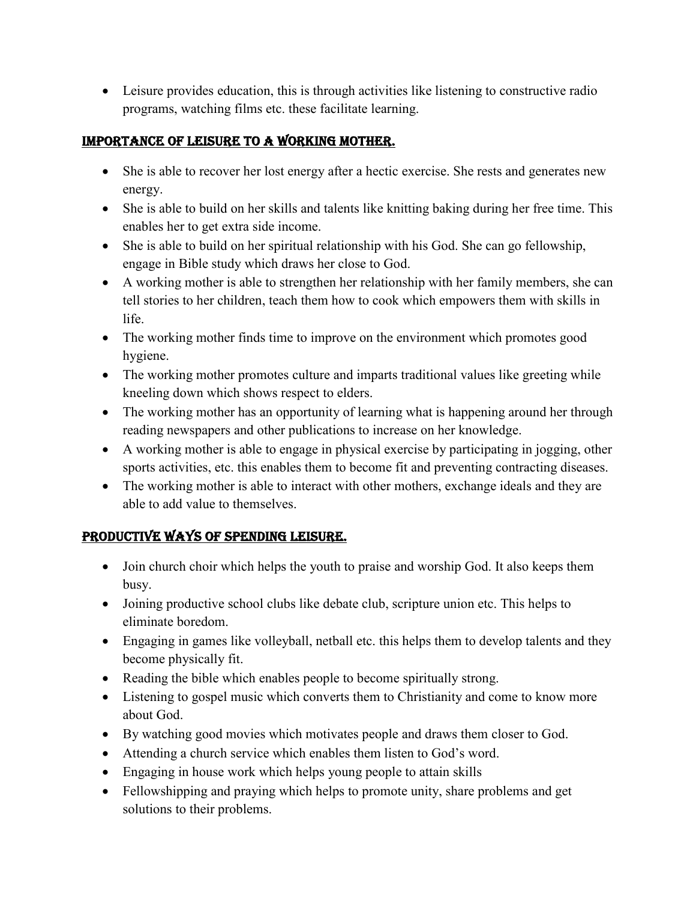- Leisure provides education, this is through activities like listening to constructive radio programs, watching films etc. these facilitate learning.

## IMPORTANCE OF LEISURE TO A WORKING MOTHER.

- She is able to recover her lost energy after a hectic exercise. She rests and generates new energy.
- She is able to build on her skills and talents like knitting baking during her free time. This enables her to get extra side income.
- She is able to build on her spiritual relationship with his God. She can go fellowship, engage in Bible study which draws her close to God.
- A working mother is able to strengthen her relationship with her family members, she can tell stories to her children, teach them how to cook which empowers them with skills in life.
- The working mother finds time to improve on the environment which promotes good hygiene.
- The working mother promotes culture and imparts traditional values like greeting while kneeling down which shows respect to elders.
- The working mother has an opportunity of learning what is happening around her through reading newspapers and other publications to increase on her knowledge.
- A working mother is able to engage in physical exercise by participating in jogging, other sports activities, etc. this enables them to become fit and preventing contracting diseases.
- The working mother is able to interact with other mothers, exchange ideals and they are able to add value to themselves.

## PRODUCTIVE WAYS OF SPENDING LEISURE.

- Join church choir which helps the youth to praise and worship God. It also keeps them busy.
- Joining productive school clubs like debate club, scripture union etc. This helps to eliminate boredom.
- Engaging in games like volleyball, netball etc. this helps them to develop talents and they become physically fit.
- Reading the bible which enables people to become spiritually strong.
- Listening to gospel music which converts them to Christianity and come to know more about God.
- By watching good movies which motivates people and draws them closer to God.
- Attending a church service which enables them listen to God's word.
- Engaging in house work which helps young people to attain skills
- Fellowshipping and praying which helps to promote unity, share problems and get solutions to their problems.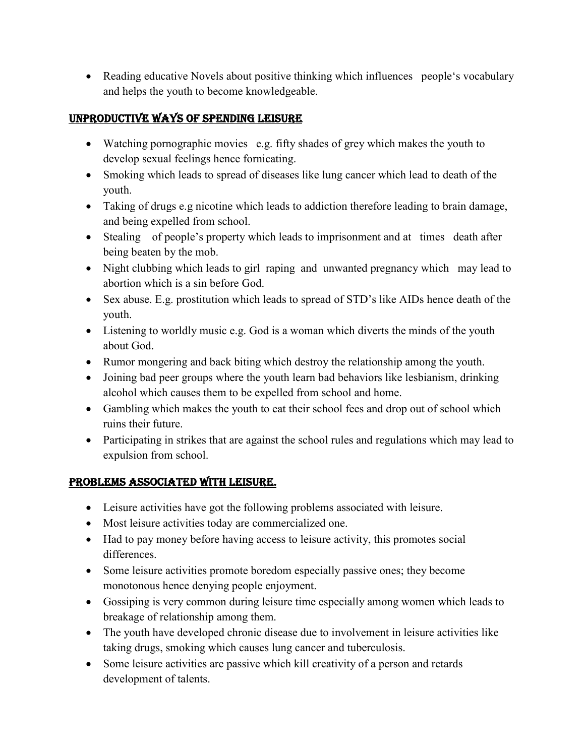- Reading educative Novels about positive thinking which influences people's vocabulary and helps the youth to become knowledgeable.

## UNPRODUCTIVE WAYS OF SPENDING LEISURE

- Watching pornographic movies e.g. fifty shades of grey which makes the youth to develop sexual feelings hence fornicating.
- Smoking which leads to spread of diseases like lung cancer which lead to death of the youth.
- Taking of drugs e.g nicotine which leads to addiction therefore leading to brain damage, and being expelled from school.
- Stealing of people's property which leads to imprisonment and at times death after being beaten by the mob.
- Night clubbing which leads to girl raping and unwanted pregnancy which may lead to abortion which is a sin before God.
- Sex abuse. E.g. prostitution which leads to spread of STD's like AIDs hence death of the youth.
- Listening to worldly music e.g. God is a woman which diverts the minds of the youth about God.
- Rumor mongering and back biting which destroy the relationship among the youth.
- Joining bad peer groups where the youth learn bad behaviors like lesbianism, drinking alcohol which causes them to be expelled from school and home.
- Gambling which makes the youth to eat their school fees and drop out of school which ruins their future.
- Participating in strikes that are against the school rules and regulations which may lead to expulsion from school.

## PROBLEMS ASSOCIATED WITH LEISURE.

- Leisure activities have got the following problems associated with leisure.
- Most leisure activities today are commercialized one.
- Had to pay money before having access to leisure activity, this promotes social differences.
- Some leisure activities promote boredom especially passive ones; they become monotonous hence denying people enjoyment.
- Gossiping is very common during leisure time especially among women which leads to breakage of relationship among them.
- The youth have developed chronic disease due to involvement in leisure activities like taking drugs, smoking which causes lung cancer and tuberculosis.
- Some leisure activities are passive which kill creativity of a person and retards development of talents.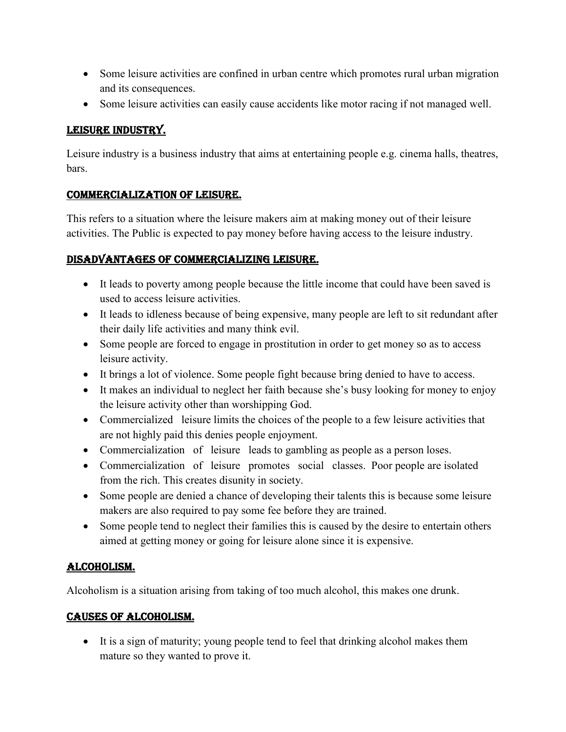- Some leisure activities are confined in urban centre which promotes rural urban migration and its consequences.
- Some leisure activities can easily cause accidents like motor racing if not managed well.

## LEISURE INDUSTRY.

Leisure industry is a business industry that aims at entertaining people e.g. cinema halls, theatres, bars.

## COMMERCIALIZATION OF LEISURE.

This refers to a situation where the leisure makers aim at making money out of their leisure activities. The Public is expected to pay money before having access to the leisure industry.

## DISADVANTAGES OF COMMERCIALIZING LEISURE.

- It leads to poverty among people because the little income that could have been saved is used to access leisure activities.
- It leads to idleness because of being expensive, many people are left to sit redundant after their daily life activities and many think evil.
- Some people are forced to engage in prostitution in order to get money so as to access leisure activity.
- It brings a lot of violence. Some people fight because bring denied to have to access.
- It makes an individual to neglect her faith because she's busy looking for money to enjoy the leisure activity other than worshipping God.
- Commercialized leisure limits the choices of the people to a few leisure activities that are not highly paid this denies people enjoyment.
- Commercialization of leisure leads to gambling as people as a person loses.
- Commercialization of leisure promotes social classes. Poor people are isolated from the rich. This creates disunity in society.
- Some people are denied a chance of developing their talents this is because some leisure makers are also required to pay some fee before they are trained.
- Some people tend to neglect their families this is caused by the desire to entertain others aimed at getting money or going for leisure alone since it is expensive.

## ALCOHOLISM.

Alcoholism is a situation arising from taking of too much alcohol, this makes one drunk.

## CAUSES OF ALCOHOLISM.

- It is a sign of maturity; young people tend to feel that drinking alcohol makes them mature so they wanted to prove it.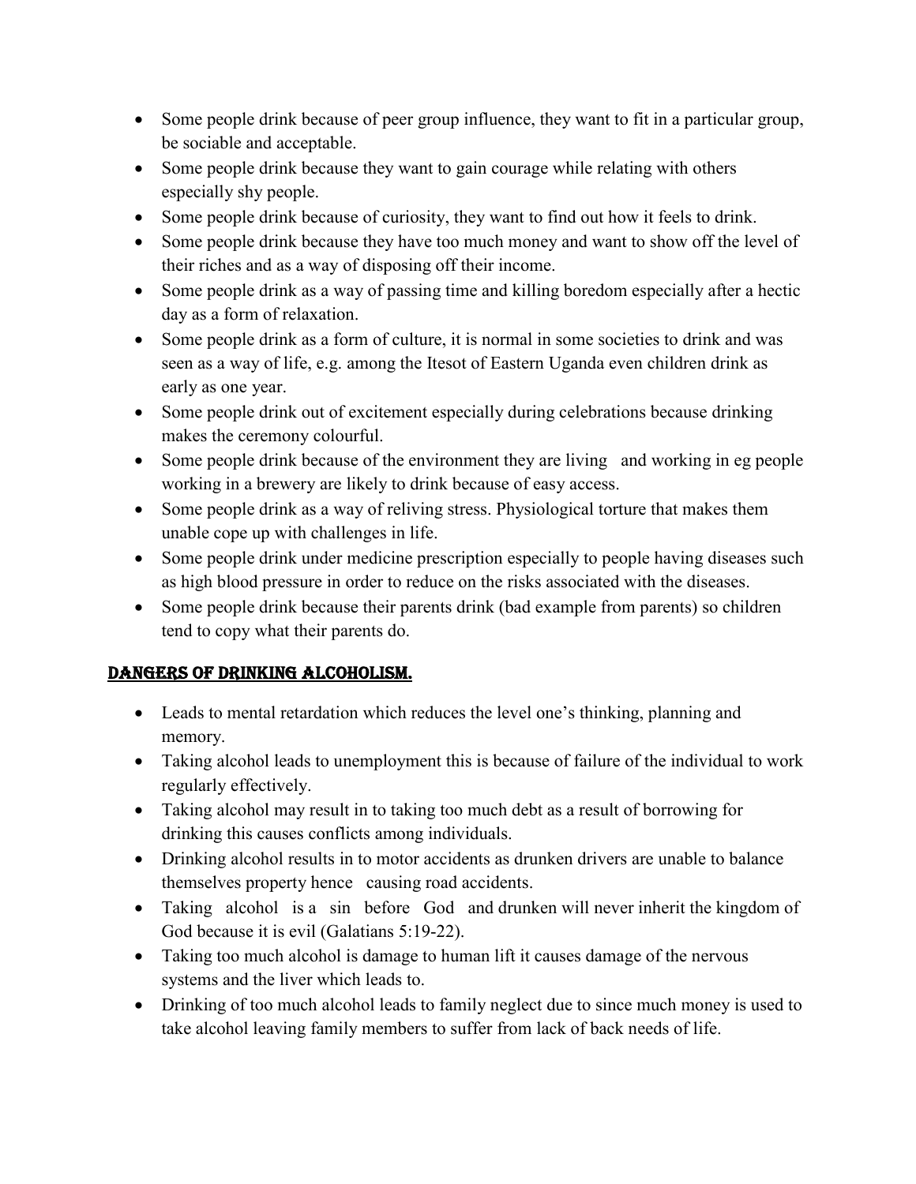- Some people drink because of peer group influence, they want to fit in a particular group, be sociable and acceptable.
- Some people drink because they want to gain courage while relating with others especially shy people.
- Some people drink because of curiosity, they want to find out how it feels to drink.
- Some people drink because they have too much money and want to show off the level of their riches and as a way of disposing off their income.
- Some people drink as a way of passing time and killing boredom especially after a hectic day as a form of relaxation.
- Some people drink as a form of culture, it is normal in some societies to drink and was seen as a way of life, e.g. among the Itesot of Eastern Uganda even children drink as early as one year.
- Some people drink out of excitement especially during celebrations because drinking makes the ceremony colourful.
- Some people drink because of the environment they are living and working in eg people working in a brewery are likely to drink because of easy access.
- Some people drink as a way of reliving stress. Physiological torture that makes them unable cope up with challenges in life.
- Some people drink under medicine prescription especially to people having diseases such as high blood pressure in order to reduce on the risks associated with the diseases.
- Some people drink because their parents drink (bad example from parents) so children tend to copy what their parents do.

## DANGERS OF DRINKING ALCOHOLISM.

- Leads to mental retardation which reduces the level one's thinking, planning and memory.
- Taking alcohol leads to unemployment this is because of failure of the individual to work regularly effectively.
- Taking alcohol may result in to taking too much debt as a result of borrowing for drinking this causes conflicts among individuals.
- Drinking alcohol results in to motor accidents as drunken drivers are unable to balance themselves property hence causing road accidents.
- Taking alcohol is a sin before God and drunken will never inherit the kingdom of God because it is evil (Galatians 5:19-22).
- Taking too much alcohol is damage to human lift it causes damage of the nervous systems and the liver which leads to.
- Drinking of too much alcohol leads to family neglect due to since much money is used to take alcohol leaving family members to suffer from lack of back needs of life.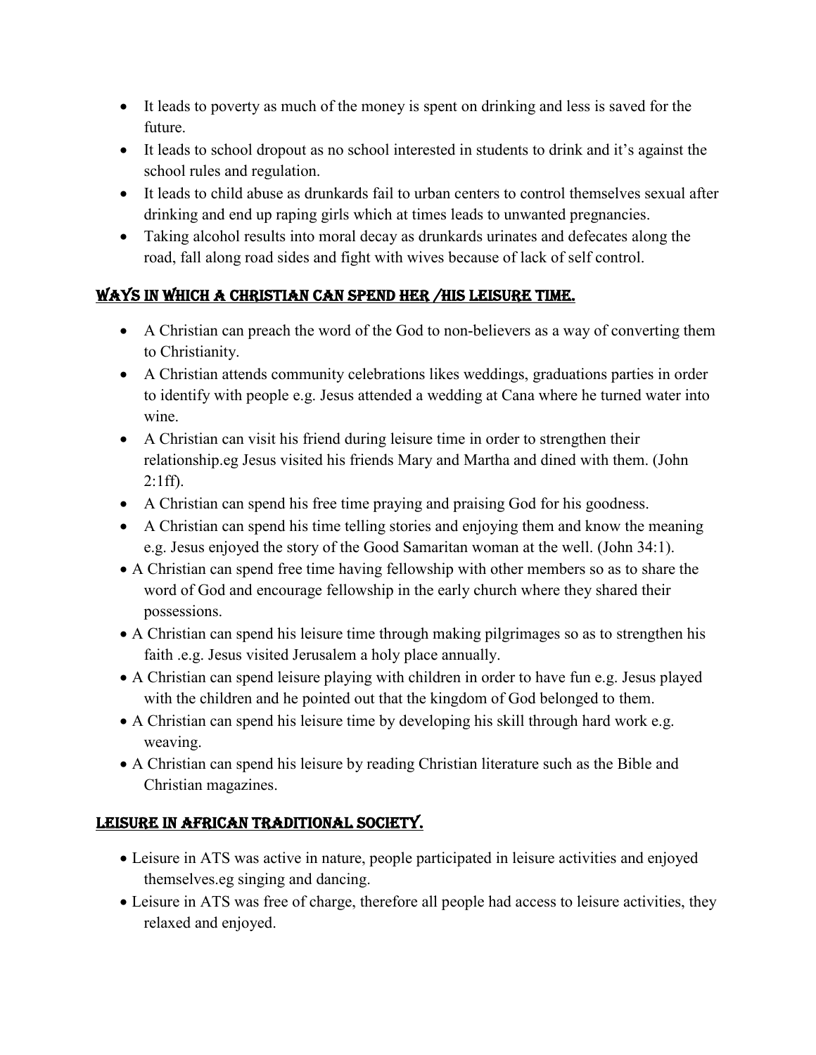- It leads to poverty as much of the money is spent on drinking and less is saved for the future.
- It leads to school dropout as no school interested in students to drink and it's against the school rules and regulation.
- It leads to child abuse as drunkards fail to urban centers to control themselves sexual after drinking and end up raping girls which at times leads to unwanted pregnancies.
- Taking alcohol results into moral decay as drunkards urinates and defecates along the road, fall along road sides and fight with wives because of lack of self control.

## WAYS IN WHICH A CHRISTIAN CAN SPEND HER /HIS LEISURE TIME.

- A Christian can preach the word of the God to non-believers as a way of converting them to Christianity.
- A Christian attends community celebrations likes weddings, graduations parties in order to identify with people e.g. Jesus attended a wedding at Cana where he turned water into wine.
- A Christian can visit his friend during leisure time in order to strengthen their relationship.eg Jesus visited his friends Mary and Martha and dined with them. (John 2:1ff).
- A Christian can spend his free time praying and praising God for his goodness.
- A Christian can spend his time telling stories and enjoying them and know the meaning e.g. Jesus enjoyed the story of the Good Samaritan woman at the well. (John 34:1).
- A Christian can spend free time having fellowship with other members so as to share the word of God and encourage fellowship in the early church where they shared their possessions.
- A Christian can spend his leisure time through making pilgrimages so as to strengthen his faith .e.g. Jesus visited Jerusalem a holy place annually.
- A Christian can spend leisure playing with children in order to have fun e.g. Jesus played with the children and he pointed out that the kingdom of God belonged to them.
- A Christian can spend his leisure time by developing his skill through hard work e.g. weaving.
- A Christian can spend his leisure by reading Christian literature such as the Bible and Christian magazines.

## LEISURE IN AFRICAN TRADITIONAL SOCIETY.

- Leisure in ATS was active in nature, people participated in leisure activities and enjoyed themselves.eg singing and dancing.
- Leisure in ATS was free of charge, therefore all people had access to leisure activities, they relaxed and enjoyed.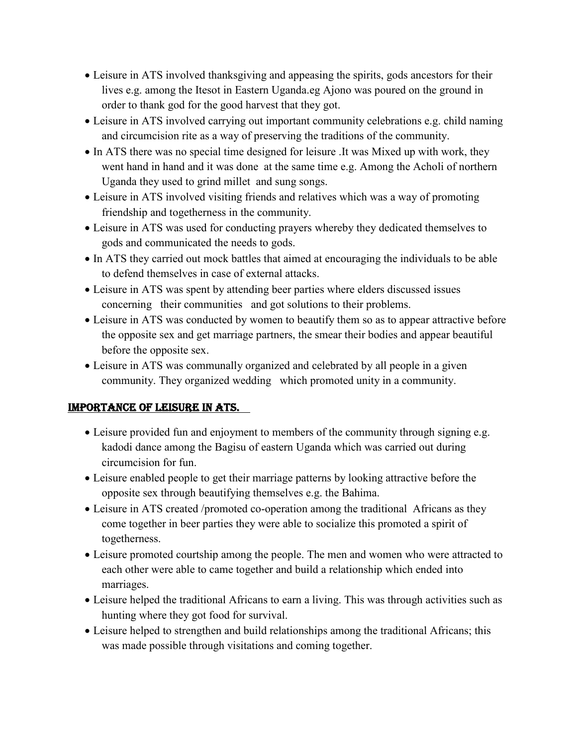- Leisure in ATS involved thanksgiving and appeasing the spirits, gods ancestors for their lives e.g. among the Itesot in Eastern Uganda.eg Ajono was poured on the ground in order to thank god for the good harvest that they got.
- Leisure in ATS involved carrying out important community celebrations e.g. child naming and circumcision rite as a way of preserving the traditions of the community.
- In ATS there was no special time designed for leisure .It was Mixed up with work, they went hand in hand and it was done at the same time e.g. Among the Acholi of northern Uganda they used to grind millet and sung songs.
- Leisure in ATS involved visiting friends and relatives which was a way of promoting friendship and togetherness in the community.
- Leisure in ATS was used for conducting prayers whereby they dedicated themselves to gods and communicated the needs to gods.
- In ATS they carried out mock battles that aimed at encouraging the individuals to be able to defend themselves in case of external attacks.
- Leisure in ATS was spent by attending beer parties where elders discussed issues concerning their communities and got solutions to their problems.
- Leisure in ATS was conducted by women to beautify them so as to appear attractive before the opposite sex and get marriage partners, the smear their bodies and appear beautiful before the opposite sex.
- Leisure in ATS was communally organized and celebrated by all people in a given community. They organized wedding which promoted unity in a community.

## IMPORTANCE OF LEISURE IN ATS.

- Leisure provided fun and enjoyment to members of the community through signing e.g. kadodi dance among the Bagisu of eastern Uganda which was carried out during circumcision for fun.
- Leisure enabled people to get their marriage patterns by looking attractive before the opposite sex through beautifying themselves e.g. the Bahima.
- Leisure in ATS created /promoted co-operation among the traditional Africans as they come together in beer parties they were able to socialize this promoted a spirit of togetherness.
- Leisure promoted courtship among the people. The men and women who were attracted to each other were able to came together and build a relationship which ended into marriages.
- Leisure helped the traditional Africans to earn a living. This was through activities such as hunting where they got food for survival.
- Leisure helped to strengthen and build relationships among the traditional Africans; this was made possible through visitations and coming together.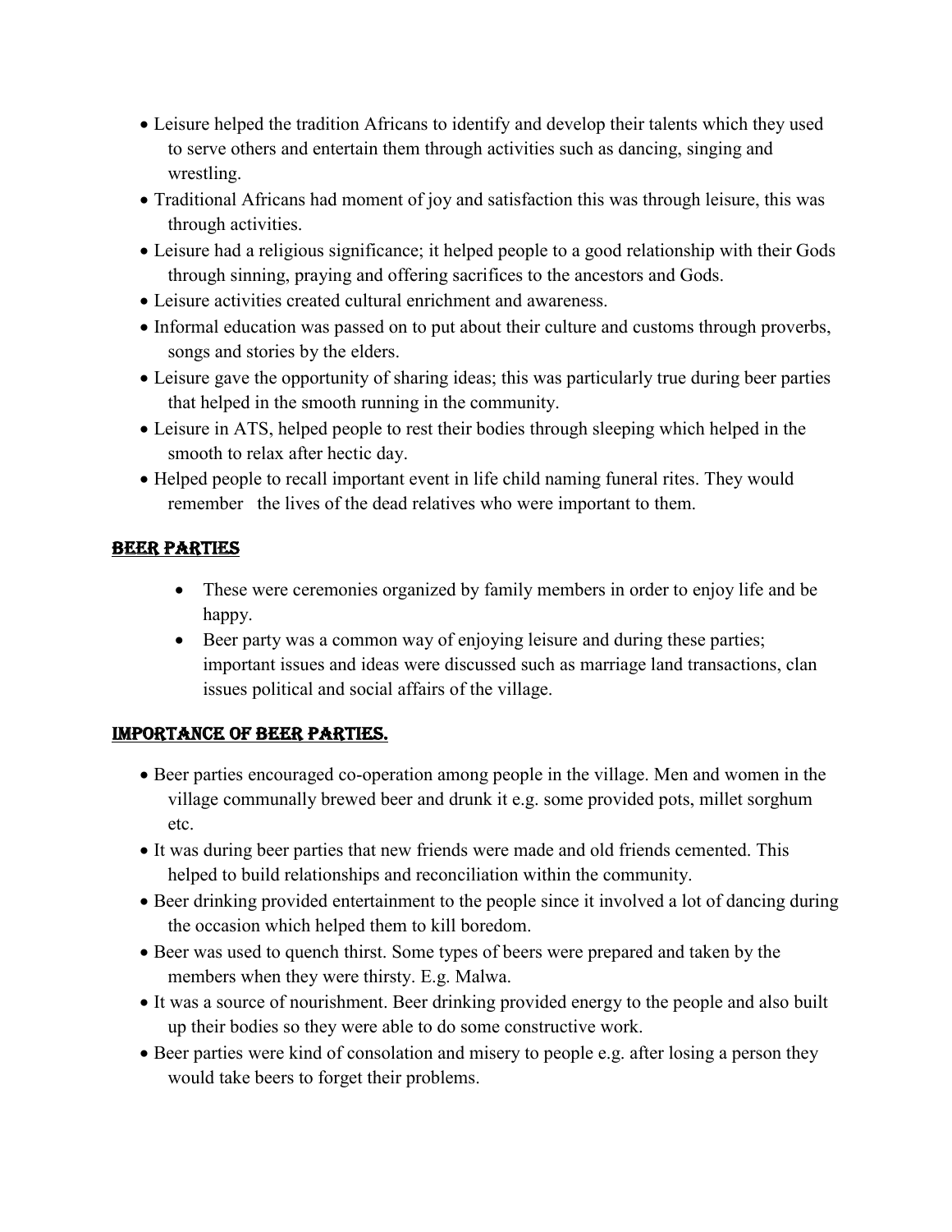- Leisure helped the tradition Africans to identify and develop their talents which they used to serve others and entertain them through activities such as dancing, singing and wrestling.
- Traditional Africans had moment of joy and satisfaction this was through leisure, this was through activities.
- Leisure had a religious significance; it helped people to a good relationship with their Gods through sinning, praying and offering sacrifices to the ancestors and Gods.
- Leisure activities created cultural enrichment and awareness.
- Informal education was passed on to put about their culture and customs through proverbs, songs and stories by the elders.
- Leisure gave the opportunity of sharing ideas; this was particularly true during beer parties that helped in the smooth running in the community.
- Leisure in ATS, helped people to rest their bodies through sleeping which helped in the smooth to relax after hectic day.
- Helped people to recall important event in life child naming funeral rites. They would remember the lives of the dead relatives who were important to them.

## BEER PARTIES

- These were ceremonies organized by family members in order to enjoy life and be happy.
- Beer party was a common way of enjoying leisure and during these parties; important issues and ideas were discussed such as marriage land transactions, clan issues political and social affairs of the village.

## IMPORTANCE OF BEER PARTIES.

- Beer parties encouraged co-operation among people in the village. Men and women in the village communally brewed beer and drunk it e.g. some provided pots, millet sorghum etc.
- It was during beer parties that new friends were made and old friends cemented. This helped to build relationships and reconciliation within the community.
- Beer drinking provided entertainment to the people since it involved a lot of dancing during the occasion which helped them to kill boredom.
- Beer was used to quench thirst. Some types of beers were prepared and taken by the members when they were thirsty. E.g. Malwa.
- It was a source of nourishment. Beer drinking provided energy to the people and also built up their bodies so they were able to do some constructive work.
- Beer parties were kind of consolation and misery to people e.g. after losing a person they would take beers to forget their problems.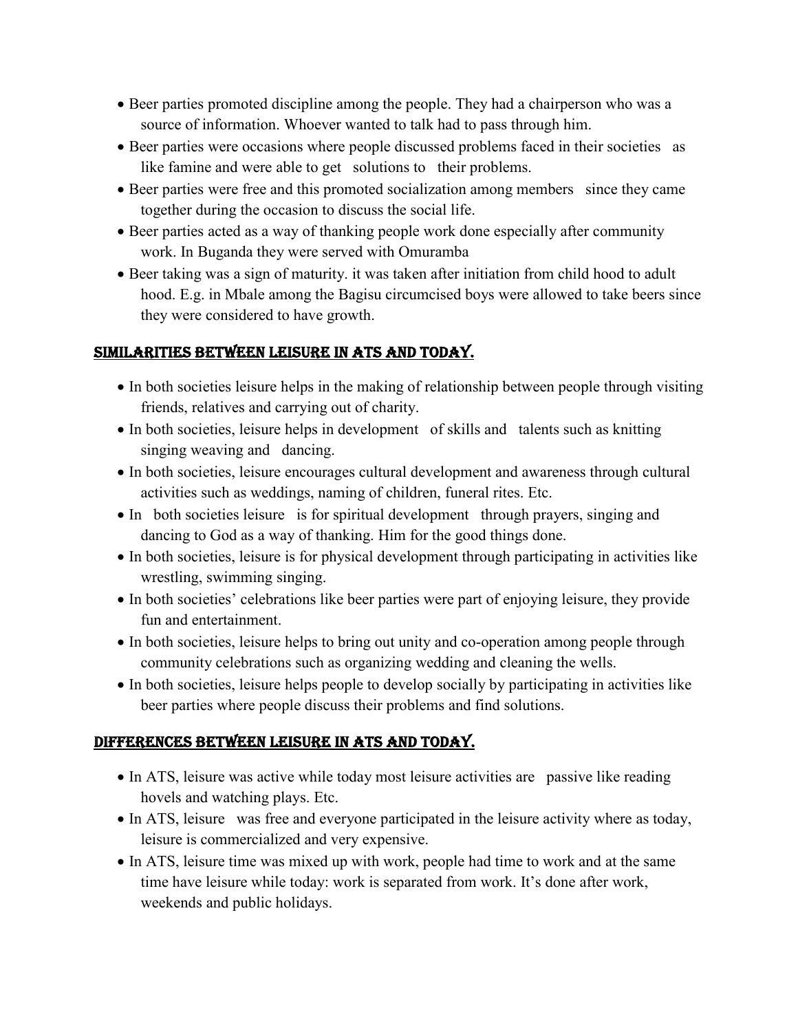- Beer parties promoted discipline among the people. They had a chairperson who was a source of information. Whoever wanted to talk had to pass through him.
- Beer parties were occasions where people discussed problems faced in their societies as like famine and were able to get solutions to their problems.
- Beer parties were free and this promoted socialization among members since they came together during the occasion to discuss the social life.
- Beer parties acted as a way of thanking people work done especially after community work. In Buganda they were served with Omuramba
- Beer taking was a sign of maturity. it was taken after initiation from child hood to adult hood. E.g. in Mbale among the Bagisu circumcised boys were allowed to take beers since they were considered to have growth.

## SIMILARITIES BETWEEN LEISURE IN ATS AND TODAY.

- In both societies leisure helps in the making of relationship between people through visiting friends, relatives and carrying out of charity.
- In both societies, leisure helps in development of skills and talents such as knitting singing weaving and dancing.
- In both societies, leisure encourages cultural development and awareness through cultural activities such as weddings, naming of children, funeral rites. Etc.
- In both societies leisure is for spiritual development through prayers, singing and dancing to God as a way of thanking. Him for the good things done.
- In both societies, leisure is for physical development through participating in activities like wrestling, swimming singing.
- In both societies' celebrations like beer parties were part of enjoying leisure, they provide fun and entertainment.
- In both societies, leisure helps to bring out unity and co-operation among people through community celebrations such as organizing wedding and cleaning the wells.
- In both societies, leisure helps people to develop socially by participating in activities like beer parties where people discuss their problems and find solutions.

## DIFFERENCES BETWEEN LEISURE IN ATS AND TODAY.

- In ATS, leisure was active while today most leisure activities are passive like reading hovels and watching plays. Etc.
- In ATS, leisure was free and everyone participated in the leisure activity where as today, leisure is commercialized and very expensive.
- In ATS, leisure time was mixed up with work, people had time to work and at the same time have leisure while today: work is separated from work. It's done after work, weekends and public holidays.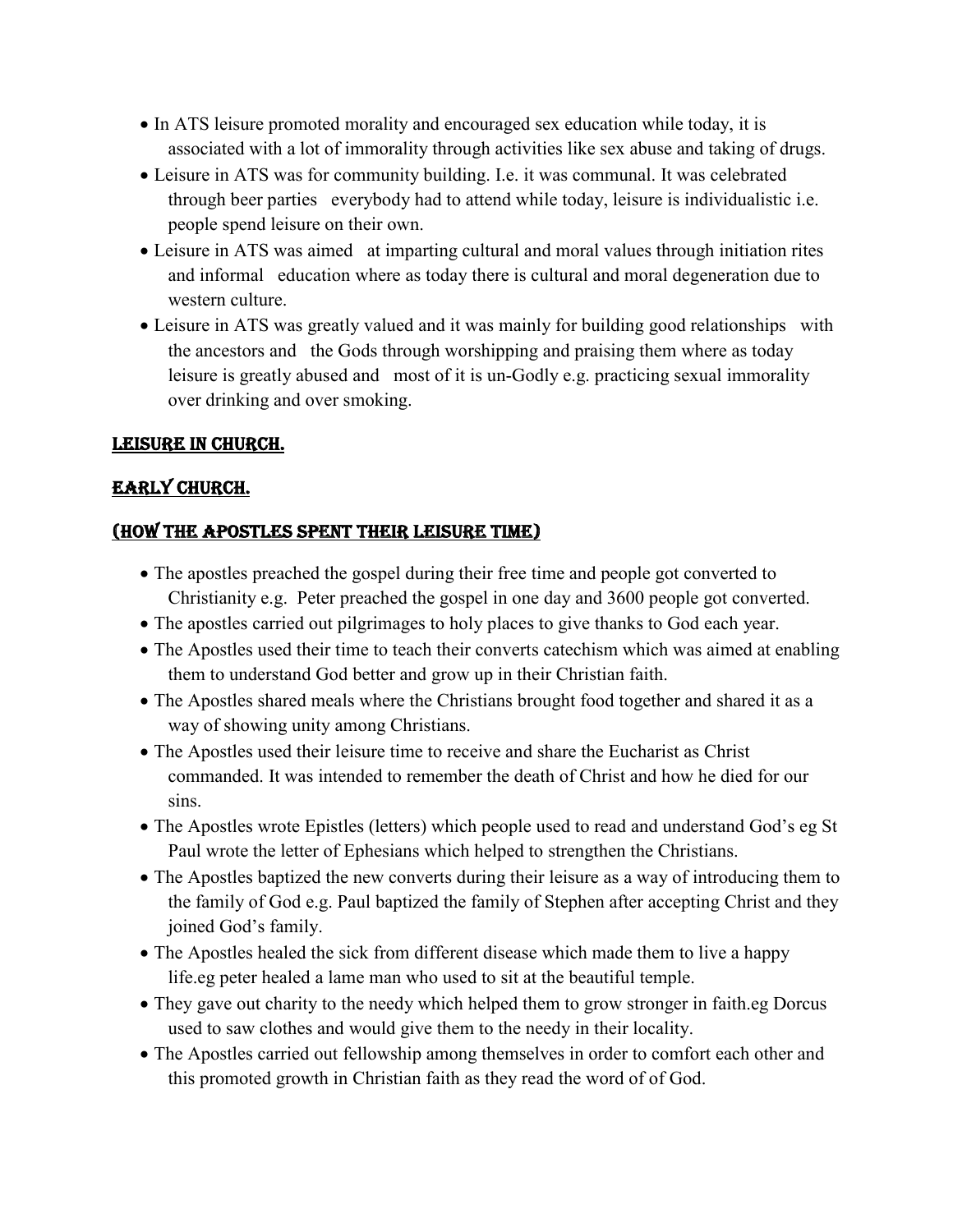- In ATS leisure promoted morality and encouraged sex education while today, it is associated with a lot of immorality through activities like sex abuse and taking of drugs.
- Leisure in ATS was for community building. I.e. it was communal. It was celebrated through beer parties everybody had to attend while today, leisure is individualistic i.e. people spend leisure on their own.
- Leisure in ATS was aimed at imparting cultural and moral values through initiation rites and informal education where as today there is cultural and moral degeneration due to western culture.
- Leisure in ATS was greatly valued and it was mainly for building good relationships with the ancestors and the Gods through worshipping and praising them where as today leisure is greatly abused and most of it is un-Godly e.g. practicing sexual immorality over drinking and over smoking.

## LEISURE IN CHURCH.

### EARLY CHURCH.

### (HOW THE APOSTLES SPENT THEIR LEISURE TIME)

- The apostles preached the gospel during their free time and people got converted to Christianity e.g. Peter preached the gospel in one day and 3600 people got converted.
- The apostles carried out pilgrimages to holy places to give thanks to God each year.
- The Apostles used their time to teach their converts catechism which was aimed at enabling them to understand God better and grow up in their Christian faith.
- The Apostles shared meals where the Christians brought food together and shared it as a way of showing unity among Christians.
- The Apostles used their leisure time to receive and share the Eucharist as Christ commanded. It was intended to remember the death of Christ and how he died for our sins.
- The Apostles wrote Epistles (letters) which people used to read and understand God's eg St Paul wrote the letter of Ephesians which helped to strengthen the Christians.
- The Apostles baptized the new converts during their leisure as a way of introducing them to the family of God e.g. Paul baptized the family of Stephen after accepting Christ and they joined God's family.
- The Apostles healed the sick from different disease which made them to live a happy life.eg peter healed a lame man who used to sit at the beautiful temple.
- They gave out charity to the needy which helped them to grow stronger in faith.eg Dorcus used to saw clothes and would give them to the needy in their locality.
- The Apostles carried out fellowship among themselves in order to comfort each other and this promoted growth in Christian faith as they read the word of of God.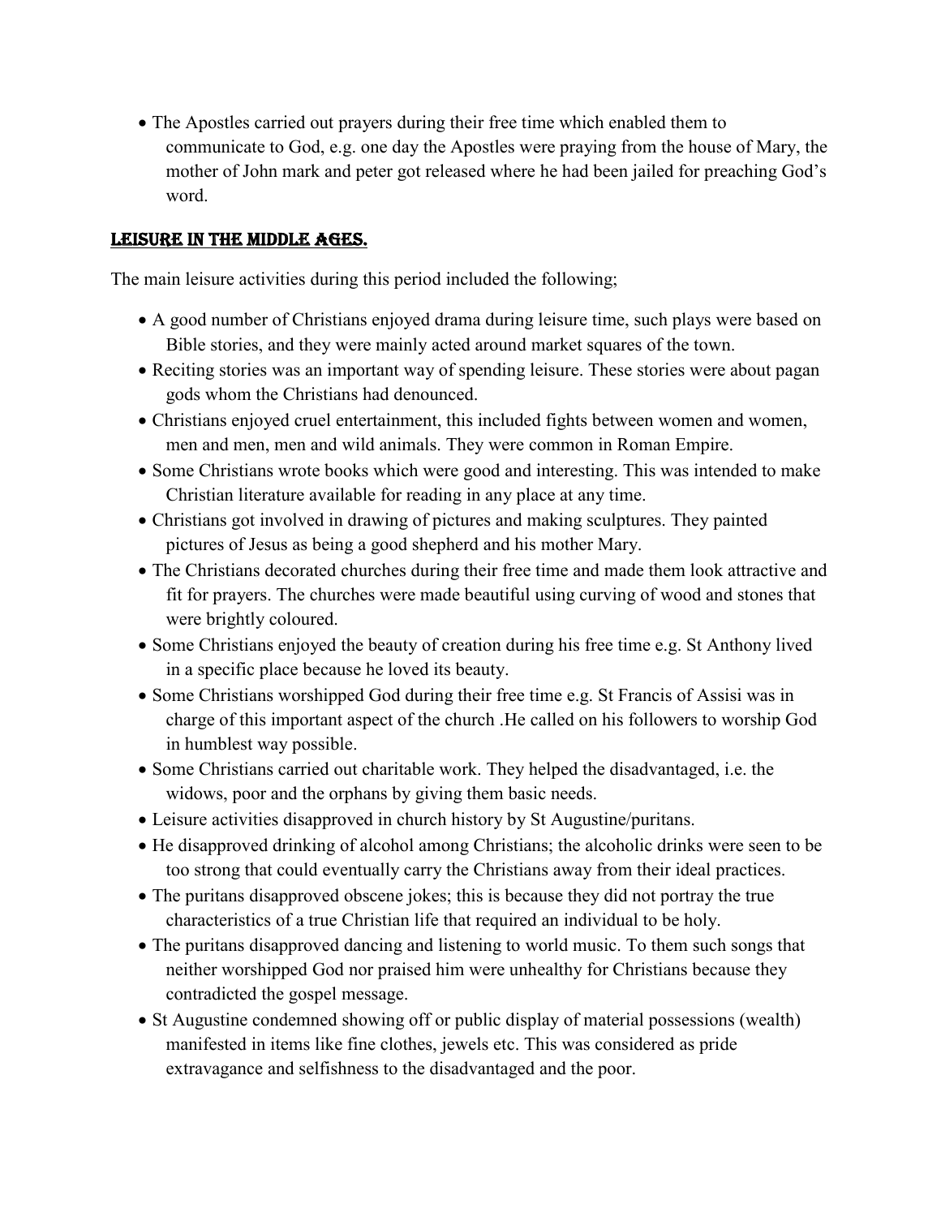- The Apostles carried out prayers during their free time which enabled them to communicate to God, e.g. one day the Apostles were praying from the house of Mary, the mother of John mark and peter got released where he had been jailed for preaching God's word.

## LEISURE IN THE MIDDLE AGES.

The main leisure activities during this period included the following;

- A good number of Christians enjoyed drama during leisure time, such plays were based on Bible stories, and they were mainly acted around market squares of the town.
- Reciting stories was an important way of spending leisure. These stories were about pagan gods whom the Christians had denounced.
- Christians enjoyed cruel entertainment, this included fights between women and women, men and men, men and wild animals. They were common in Roman Empire.
- Some Christians wrote books which were good and interesting. This was intended to make Christian literature available for reading in any place at any time.
- Christians got involved in drawing of pictures and making sculptures. They painted pictures of Jesus as being a good shepherd and his mother Mary.
- The Christians decorated churches during their free time and made them look attractive and fit for prayers. The churches were made beautiful using curving of wood and stones that were brightly coloured.
- Some Christians enjoyed the beauty of creation during his free time e.g. St Anthony lived in a specific place because he loved its beauty.
- Some Christians worshipped God during their free time e.g. St Francis of Assisi was in charge of this important aspect of the church .He called on his followers to worship God in humblest way possible.
- Some Christians carried out charitable work. They helped the disadvantaged, i.e. the widows, poor and the orphans by giving them basic needs.
- Leisure activities disapproved in church history by St Augustine/puritans.
- He disapproved drinking of alcohol among Christians; the alcoholic drinks were seen to be too strong that could eventually carry the Christians away from their ideal practices.
- The puritans disapproved obscene jokes; this is because they did not portray the true characteristics of a true Christian life that required an individual to be holy.
- The puritans disapproved dancing and listening to world music. To them such songs that neither worshipped God nor praised him were unhealthy for Christians because they contradicted the gospel message.
- St Augustine condemned showing off or public display of material possessions (wealth) manifested in items like fine clothes, jewels etc. This was considered as pride extravagance and selfishness to the disadvantaged and the poor.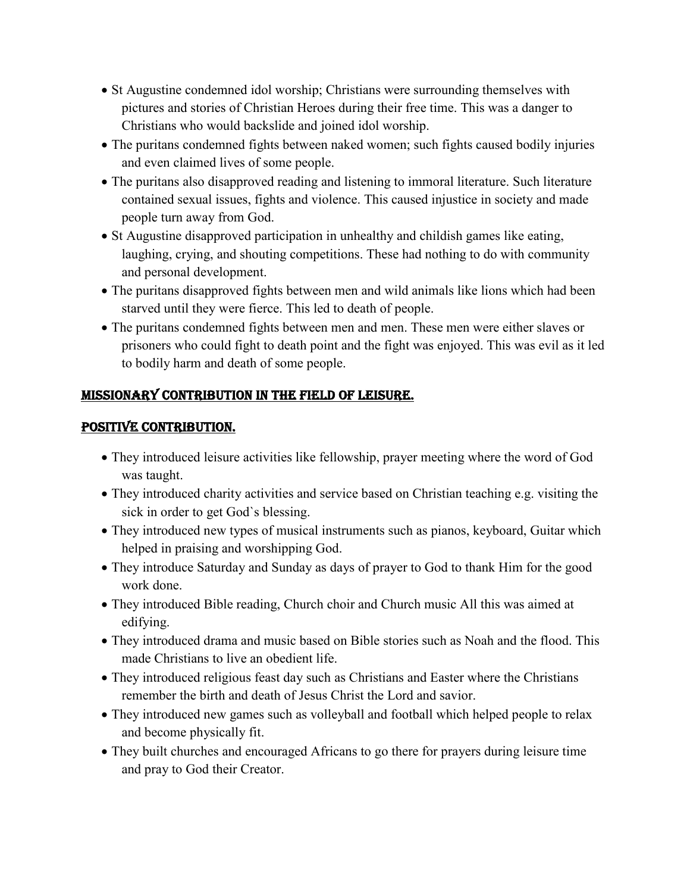- St Augustine condemned idol worship; Christians were surrounding themselves with pictures and stories of Christian Heroes during their free time. This was a danger to Christians who would backslide and joined idol worship.
- The puritans condemned fights between naked women; such fights caused bodily injuries and even claimed lives of some people.
- The puritans also disapproved reading and listening to immoral literature. Such literature contained sexual issues, fights and violence. This caused injustice in society and made people turn away from God.
- St Augustine disapproved participation in unhealthy and childish games like eating, laughing, crying, and shouting competitions. These had nothing to do with community and personal development.
- The puritans disapproved fights between men and wild animals like lions which had been starved until they were fierce. This led to death of people.
- The puritans condemned fights between men and men. These men were either slaves or prisoners who could fight to death point and the fight was enjoyed. This was evil as it led to bodily harm and death of some people.

## MISSIONARY CONTRIBUTION IN THE FIELD OF LEISURE.

### POSITIVE CONTRIBUTION.

- They introduced leisure activities like fellowship, prayer meeting where the word of God was taught.
- They introduced charity activities and service based on Christian teaching e.g. visiting the sick in order to get God`s blessing.
- They introduced new types of musical instruments such as pianos, keyboard, Guitar which helped in praising and worshipping God.
- They introduce Saturday and Sunday as days of prayer to God to thank Him for the good work done.
- They introduced Bible reading, Church choir and Church music All this was aimed at edifying.
- They introduced drama and music based on Bible stories such as Noah and the flood. This made Christians to live an obedient life.
- They introduced religious feast day such as Christians and Easter where the Christians remember the birth and death of Jesus Christ the Lord and savior.
- They introduced new games such as volleyball and football which helped people to relax and become physically fit.
- They built churches and encouraged Africans to go there for prayers during leisure time and pray to God their Creator.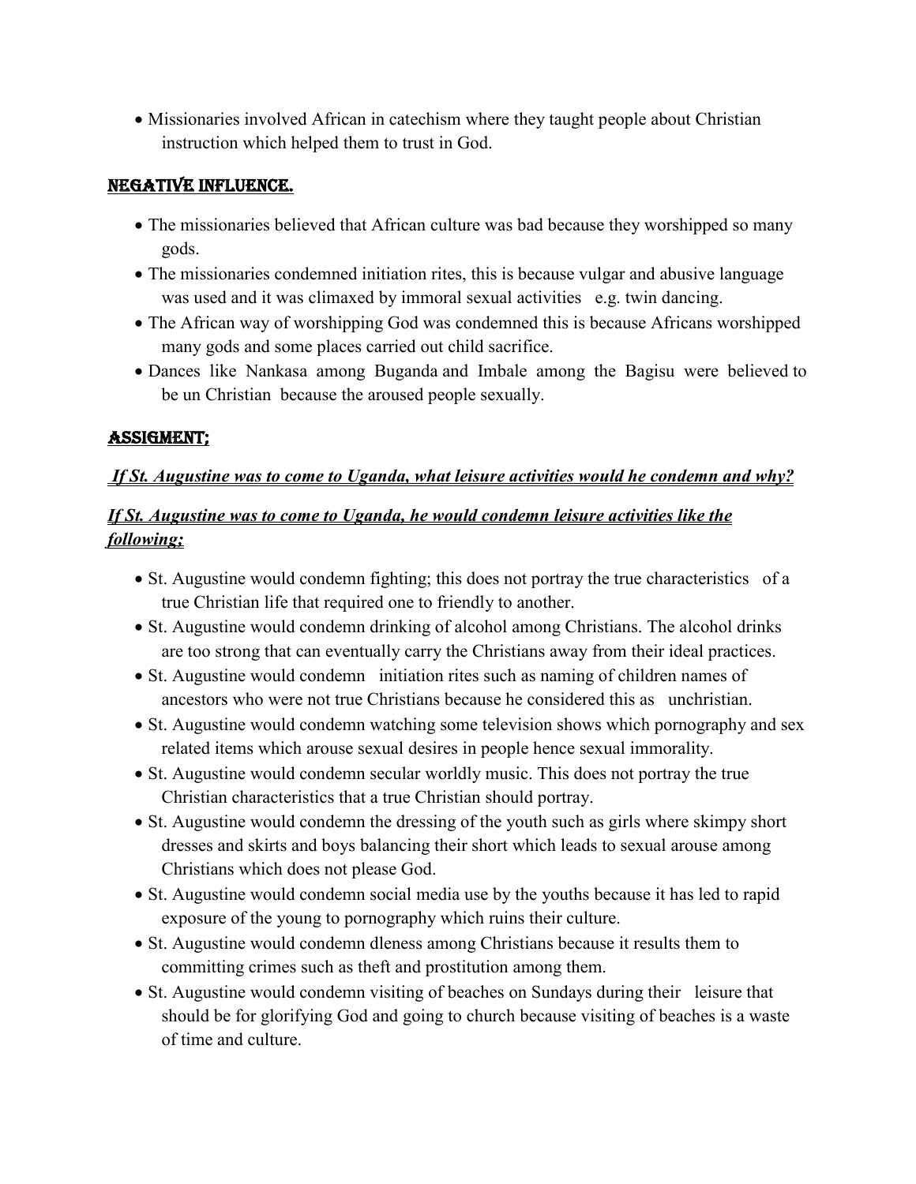- Missionaries involved African in catechism where they taught people about Christian instruction which helped them to trust in God.

## NEGATIVE INFLUENCE.

- The missionaries believed that African culture was bad because they worshipped so many gods.
- The missionaries condemned initiation rites, this is because vulgar and abusive language was used and it was climaxed by immoral sexual activities e.g. twin dancing.
- The African way of worshipping God was condemned this is because Africans worshipped many gods and some places carried out child sacrifice.
- Dances like Nankasa among Buganda and Imbale among the Bagisu were believed to be un Christian because the aroused people sexually.

## ASSIGMENT;

***If St. Augustine was to come to Uganda, what leisure activities would he condemn and why?***

***If St. Augustine was to come to Uganda, he would condemn leisure activities like the following;***

- St. Augustine would condemn fighting; this does not portray the true characteristics of a true Christian life that required one to friendly to another.
- St. Augustine would condemn drinking of alcohol among Christians. The alcohol drinks are too strong that can eventually carry the Christians away from their ideal practices.
- St. Augustine would condemn initiation rites such as naming of children names of ancestors who were not true Christians because he considered this as unchristian.
- St. Augustine would condemn watching some television shows which pornography and sex related items which arouse sexual desires in people hence sexual immorality.
- St. Augustine would condemn secular worldly music. This does not portray the true Christian characteristics that a true Christian should portray.
- St. Augustine would condemn the dressing of the youth such as girls where skimpy short dresses and skirts and boys balancing their short which leads to sexual arouse among Christians which does not please God.
- St. Augustine would condemn social media use by the youths because it has led to rapid exposure of the young to pornography which ruins their culture.
- St. Augustine would condemn dleness among Christians because it results them to committing crimes such as theft and prostitution among them.
- St. Augustine would condemn visiting of beaches on Sundays during their leisure that should be for glorifying God and going to church because visiting of beaches is a waste of time and culture.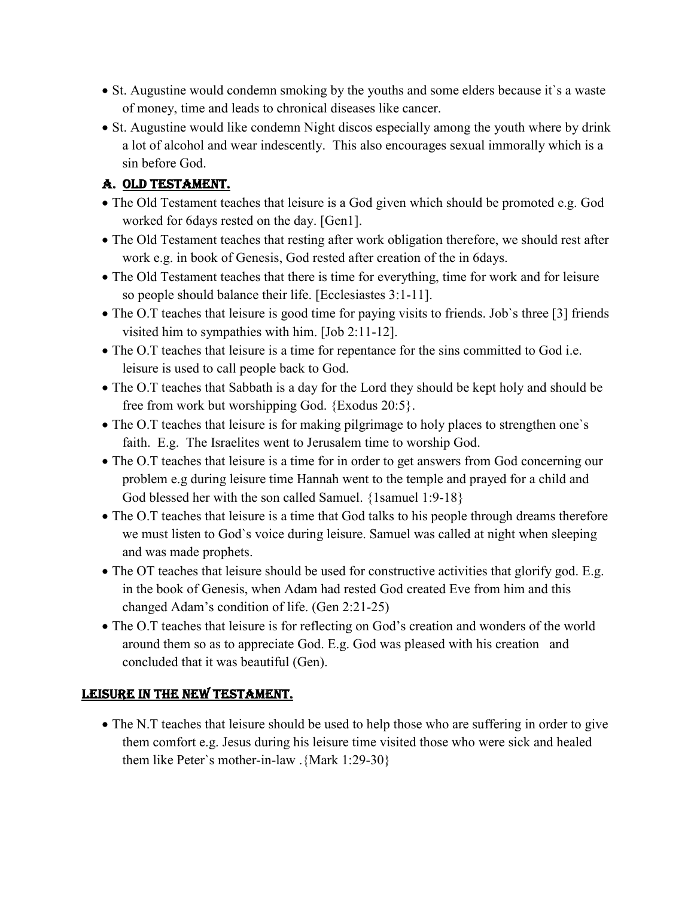- St. Augustine would condemn smoking by the youths and some elders because it`s a waste of money, time and leads to chronical diseases like cancer.
- St. Augustine would like condemn Night discos especially among the youth where by drink a lot of alcohol and wear indescently. This also encourages sexual immorally which is a sin before God.

## A. OLD TESTAMENT.

- The Old Testament teaches that leisure is a God given which should be promoted e.g. God worked for 6days rested on the day. [Gen1].
- The Old Testament teaches that resting after work obligation therefore, we should rest after work e.g. in book of Genesis, God rested after creation of the in 6days.
- The Old Testament teaches that there is time for everything, time for work and for leisure so people should balance their life. [Ecclesiastes 3:1-11].
- The O.T teaches that leisure is good time for paying visits to friends. Job`s three [3] friends visited him to sympathies with him. [Job 2:11-12].
- The O.T teaches that leisure is a time for repentance for the sins committed to God i.e. leisure is used to call people back to God.
- The O.T teaches that Sabbath is a day for the Lord they should be kept holy and should be free from work but worshipping God. {Exodus 20:5}.
- The O.T teaches that leisure is for making pilgrimage to holy places to strengthen one`s faith. E.g. The Israelites went to Jerusalem time to worship God.
- The O.T teaches that leisure is a time for in order to get answers from God concerning our problem e.g during leisure time Hannah went to the temple and prayed for a child and God blessed her with the son called Samuel. {1samuel 1:9-18}
- The O.T teaches that leisure is a time that God talks to his people through dreams therefore we must listen to God`s voice during leisure. Samuel was called at night when sleeping and was made prophets.
- The OT teaches that leisure should be used for constructive activities that glorify god. E.g. in the book of Genesis, when Adam had rested God created Eve from him and this changed Adam's condition of life. (Gen 2:21-25)
- The O.T teaches that leisure is for reflecting on God's creation and wonders of the world around them so as to appreciate God. E.g. God was pleased with his creation and concluded that it was beautiful (Gen).

## LEISURE IN THE NEW TESTAMENT.

- The N.T teaches that leisure should be used to help those who are suffering in order to give them comfort e.g. Jesus during his leisure time visited those who were sick and healed them like Peter`s mother-in-law .{Mark 1:29-30}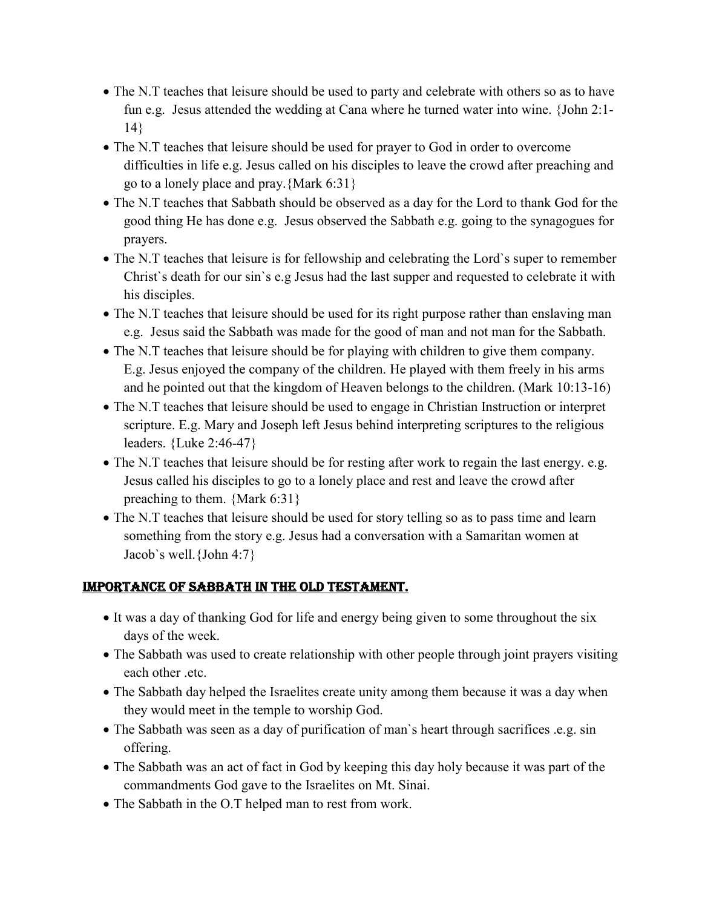- The N.T teaches that leisure should be used to party and celebrate with others so as to have fun e.g. Jesus attended the wedding at Cana where he turned water into wine. {John 2:1-14}
- The N.T teaches that leisure should be used for prayer to God in order to overcome difficulties in life e.g. Jesus called on his disciples to leave the crowd after preaching and go to a lonely place and pray.{Mark 6:31}
- The N.T teaches that Sabbath should be observed as a day for the Lord to thank God for the good thing He has done e.g. Jesus observed the Sabbath e.g. going to the synagogues for prayers.
- The N.T teaches that leisure is for fellowship and celebrating the Lord`s super to remember Christ`s death for our sin`s e.g Jesus had the last supper and requested to celebrate it with his disciples.
- The N.T teaches that leisure should be used for its right purpose rather than enslaving man e.g. Jesus said the Sabbath was made for the good of man and not man for the Sabbath.
- The N.T teaches that leisure should be for playing with children to give them company. E.g. Jesus enjoyed the company of the children. He played with them freely in his arms and he pointed out that the kingdom of Heaven belongs to the children. (Mark 10:13-16)
- The N.T teaches that leisure should be used to engage in Christian Instruction or interpret scripture. E.g. Mary and Joseph left Jesus behind interpreting scriptures to the religious leaders. {Luke 2:46-47}
- The N.T teaches that leisure should be for resting after work to regain the last energy. e.g. Jesus called his disciples to go to a lonely place and rest and leave the crowd after preaching to them. {Mark 6:31}
- The N.T teaches that leisure should be used for story telling so as to pass time and learn something from the story e.g. Jesus had a conversation with a Samaritan women at Jacob`s well.{John 4:7}

## IMPORTANCE OF SABBATH IN THE OLD TESTAMENT.

- It was a day of thanking God for life and energy being given to some throughout the six days of the week.
- The Sabbath was used to create relationship with other people through joint prayers visiting each other .etc.
- The Sabbath day helped the Israelites create unity among them because it was a day when they would meet in the temple to worship God.
- The Sabbath was seen as a day of purification of man`s heart through sacrifices .e.g. sin offering.
- The Sabbath was an act of fact in God by keeping this day holy because it was part of the commandments God gave to the Israelites on Mt. Sinai.
- The Sabbath in the O.T helped man to rest from work.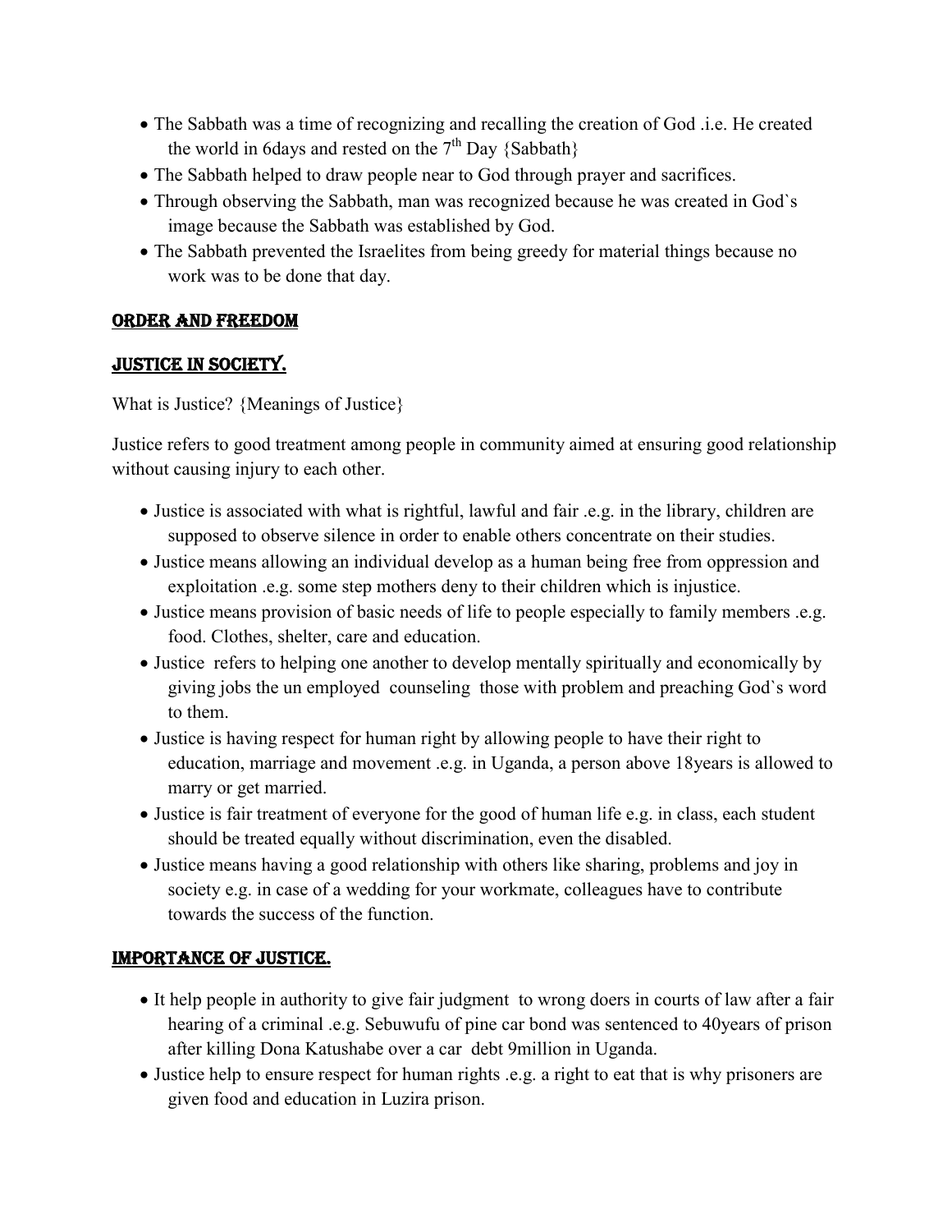- The Sabbath was a time of recognizing and recalling the creation of God .i.e. He created the world in 6days and rested on the $7^{th}$ Day {Sabbath}
- The Sabbath helped to draw people near to God through prayer and sacrifices.
- Through observing the Sabbath, man was recognized because he was created in God`s image because the Sabbath was established by God.
- The Sabbath prevented the Israelites from being greedy for material things because no work was to be done that day.

## ORDER AND FREEDOM

## JUSTICE IN SOCIETY.

What is Justice? {Meanings of Justice}

Justice refers to good treatment among people in community aimed at ensuring good relationship without causing injury to each other.

- Justice is associated with what is rightful, lawful and fair .e.g. in the library, children are supposed to observe silence in order to enable others concentrate on their studies.
- Justice means allowing an individual develop as a human being free from oppression and exploitation .e.g. some step mothers deny to their children which is injustice.
- Justice means provision of basic needs of life to people especially to family members .e.g. food. Clothes, shelter, care and education.
- Justice refers to helping one another to develop mentally spiritually and economically by giving jobs the un employed counseling those with problem and preaching God`s word to them.
- Justice is having respect for human right by allowing people to have their right to education, marriage and movement .e.g. in Uganda, a person above 18years is allowed to marry or get married.
- Justice is fair treatment of everyone for the good of human life e.g. in class, each student should be treated equally without discrimination, even the disabled.
- Justice means having a good relationship with others like sharing, problems and joy in society e.g. in case of a wedding for your workmate, colleagues have to contribute towards the success of the function.

## IMPORTANCE OF JUSTICE.

- It help people in authority to give fair judgment to wrong doers in courts of law after a fair hearing of a criminal .e.g. Sebuwufu of pine car bond was sentenced to 40years of prison after killing Dona Katushabe over a car debt 9million in Uganda.
- Justice help to ensure respect for human rights .e.g. a right to eat that is why prisoners are given food and education in Luzira prison.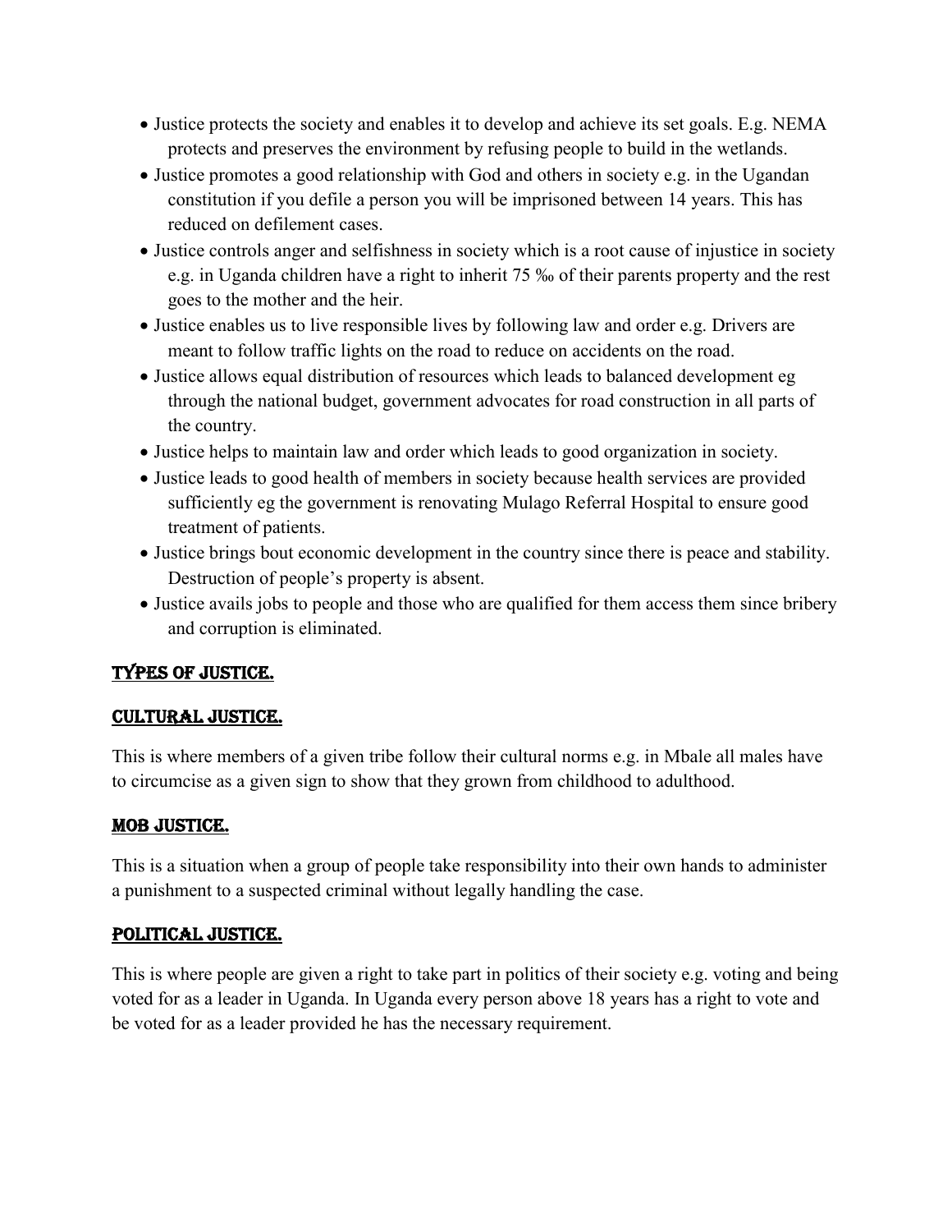- Justice protects the society and enables it to develop and achieve its set goals. E.g. NEMA protects and preserves the environment by refusing people to build in the wetlands.
- Justice promotes a good relationship with God and others in society e.g. in the Ugandan constitution if you defile a person you will be imprisoned between 14 years. This has reduced on defilement cases.
- Justice controls anger and selfishness in society which is a root cause of injustice in society e.g. in Uganda children have a right to inherit 75 ‰ of their parents property and the rest goes to the mother and the heir.
- Justice enables us to live responsible lives by following law and order e.g. Drivers are meant to follow traffic lights on the road to reduce on accidents on the road.
- Justice allows equal distribution of resources which leads to balanced development eg through the national budget, government advocates for road construction in all parts of the country.
- Justice helps to maintain law and order which leads to good organization in society.
- Justice leads to good health of members in society because health services are provided sufficiently eg the government is renovating Mulago Referral Hospital to ensure good treatment of patients.
- Justice brings bout economic development in the country since there is peace and stability. Destruction of people's property is absent.
- Justice avails jobs to people and those who are qualified for them access them since bribery and corruption is eliminated.

## TYPES OF JUSTICE.

### CULTURAL JUSTICE.

This is where members of a given tribe follow their cultural norms e.g. in Mbale all males have to circumcise as a given sign to show that they grown from childhood to adulthood.

### MOB JUSTICE.

This is a situation when a group of people take responsibility into their own hands to administer a punishment to a suspected criminal without legally handling the case.

### POLITICAL JUSTICE.

This is where people are given a right to take part in politics of their society e.g. voting and being voted for as a leader in Uganda. In Uganda every person above 18 years has a right to vote and be voted for as a leader provided he has the necessary requirement.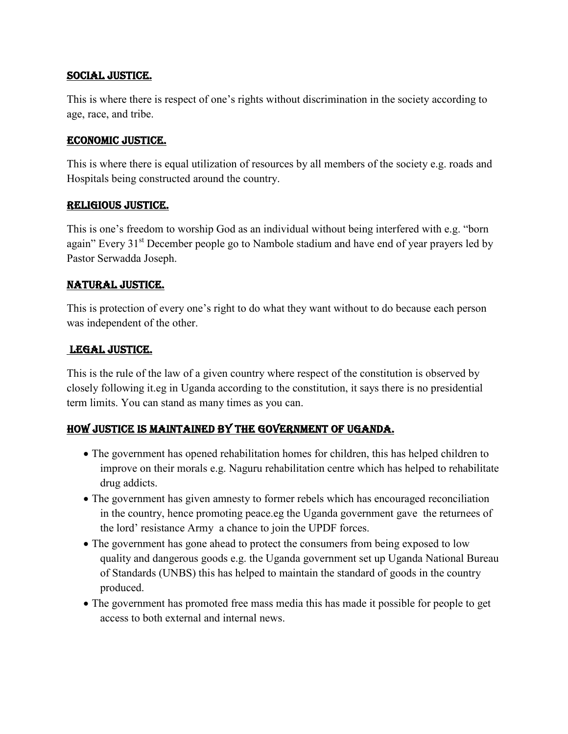## SOCIAL JUSTICE.

This is where there is respect of one's rights without discrimination in the society according to age, race, and tribe.

## ECONOMIC JUSTICE.

This is where there is equal utilization of resources by all members of the society e.g. roads and Hospitals being constructed around the country.

## RELIGIOUS JUSTICE.

This is one's freedom to worship God as an individual without being interfered with e.g. "born again" Every 31st December people go to Nambole stadium and have end of year prayers led by Pastor Serwadda Joseph.

## NATURAL JUSTICE.

This is protection of every one's right to do what they want without to do because each person was independent of the other.

## LEGAL JUSTICE.

This is the rule of the law of a given country where respect of the constitution is observed by closely following it.eg in Uganda according to the constitution, it says there is no presidential term limits. You can stand as many times as you can.

## HOW JUSTICE IS MAINTAINED BY THE GOVERNMENT OF UGANDA.

- The government has opened rehabilitation homes for children, this has helped children to improve on their morals e.g. Naguru rehabilitation centre which has helped to rehabilitate drug addicts.
- The government has given amnesty to former rebels which has encouraged reconciliation in the country, hence promoting peace.eg the Uganda government gave the returnees of the lord' resistance Army a chance to join the UPDF forces.
- The government has gone ahead to protect the consumers from being exposed to low quality and dangerous goods e.g. the Uganda government set up Uganda National Bureau of Standards (UNBS) this has helped to maintain the standard of goods in the country produced.
- The government has promoted free mass media this has made it possible for people to get access to both external and internal news.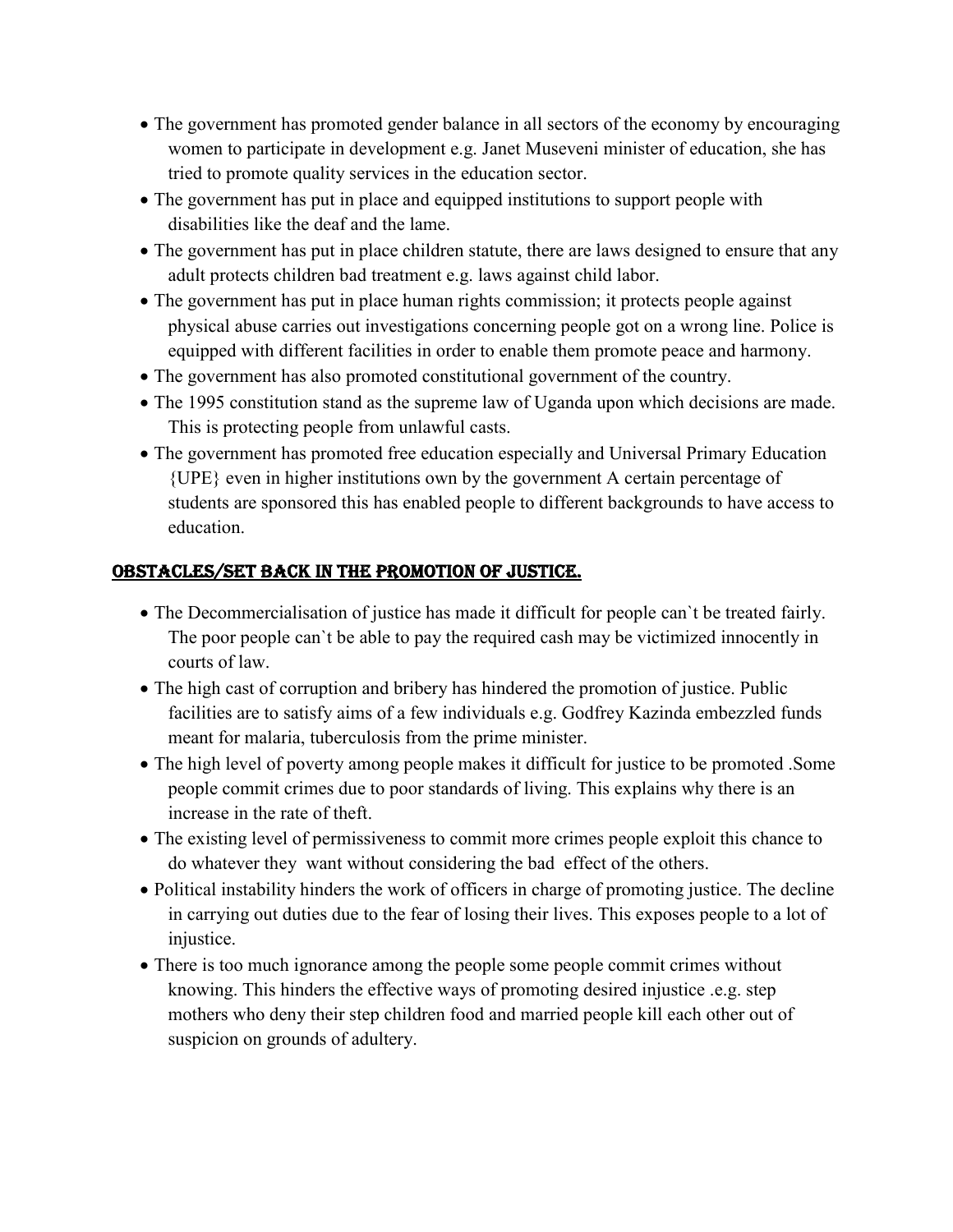- The government has promoted gender balance in all sectors of the economy by encouraging women to participate in development e.g. Janet Museveni minister of education, she has tried to promote quality services in the education sector.
- The government has put in place and equipped institutions to support people with disabilities like the deaf and the lame.
- The government has put in place children statute, there are laws designed to ensure that any adult protects children bad treatment e.g. laws against child labor.
- The government has put in place human rights commission; it protects people against physical abuse carries out investigations concerning people got on a wrong line. Police is equipped with different facilities in order to enable them promote peace and harmony.
- The government has also promoted constitutional government of the country.
- The 1995 constitution stand as the supreme law of Uganda upon which decisions are made. This is protecting people from unlawful casts.
- The government has promoted free education especially and Universal Primary Education {UPE} even in higher institutions own by the government A certain percentage of students are sponsored this has enabled people to different backgrounds to have access to education.

## OBSTACLES/SET BACK IN THE PROMOTION OF JUSTICE.

- The Decommercialisation of justice has made it difficult for people can`t be treated fairly. The poor people can`t be able to pay the required cash may be victimized innocently in courts of law.
- The high cast of corruption and bribery has hindered the promotion of justice. Public facilities are to satisfy aims of a few individuals e.g. Godfrey Kazinda embezzled funds meant for malaria, tuberculosis from the prime minister.
- The high level of poverty among people makes it difficult for justice to be promoted .Some people commit crimes due to poor standards of living. This explains why there is an increase in the rate of theft.
- The existing level of permissiveness to commit more crimes people exploit this chance to do whatever they want without considering the bad effect of the others.
- Political instability hinders the work of officers in charge of promoting justice. The decline in carrying out duties due to the fear of losing their lives. This exposes people to a lot of injustice.
- There is too much ignorance among the people some people commit crimes without knowing. This hinders the effective ways of promoting desired injustice .e.g. step mothers who deny their step children food and married people kill each other out of suspicion on grounds of adultery.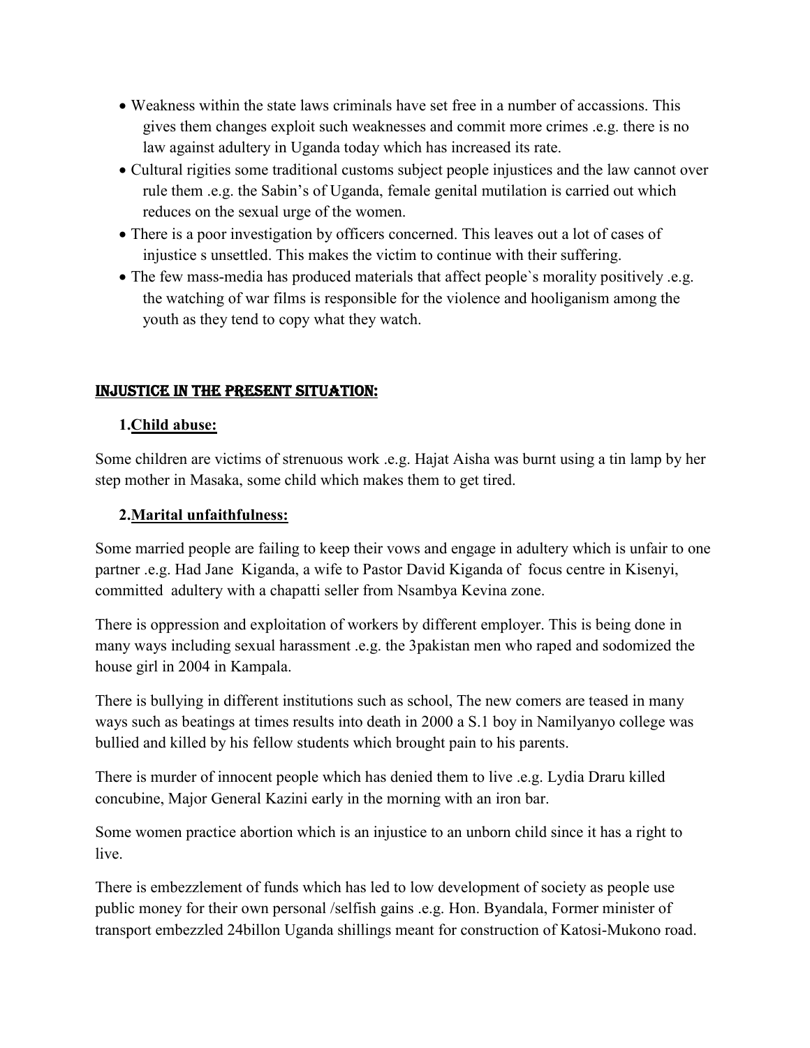- Weakness within the state laws criminals have set free in a number of accassions. This gives them changes exploit such weaknesses and commit more crimes .e.g. there is no law against adultery in Uganda today which has increased its rate.
- Cultural rigities some traditional customs subject people injustices and the law cannot over rule them .e.g. the Sabin's of Uganda, female genital mutilation is carried out which reduces on the sexual urge of the women.
- There is a poor investigation by officers concerned. This leaves out a lot of cases of injustice s unsettled. This makes the victim to continue with their suffering.
- The few mass-media has produced materials that affect people`s morality positively .e.g. the watching of war films is responsible for the violence and hooliganism among the youth as they tend to copy what they watch.

## INJUSTICE IN THE PRESENT SITUATION:

### 1. Child abuse:

Some children are victims of strenuous work .e.g. Hajat Aisha was burnt using a tin lamp by her step mother in Masaka, some child which makes them to get tired.

### 2. Marital unfaithfulness:

Some married people are failing to keep their vows and engage in adultery which is unfair to one partner .e.g. Had Jane Kiganda, a wife to Pastor David Kiganda of focus centre in Kisenyi, committed adultery with a chapatti seller from Nsambya Kevina zone.

There is oppression and exploitation of workers by different employer. This is being done in many ways including sexual harassment .e.g. the 3pakistan men who raped and sodomized the house girl in 2004 in Kampala.

There is bullying in different institutions such as school, The new comers are teased in many ways such as beatings at times results into death in 2000 a S.1 boy in Namilyanyo college was bullied and killed by his fellow students which brought pain to his parents.

There is murder of innocent people which has denied them to live .e.g. Lydia Draru killed concubine, Major General Kazini early in the morning with an iron bar.

Some women practice abortion which is an injustice to an unborn child since it has a right to live.

There is embezzlement of funds which has led to low development of society as people use public money for their own personal /selfish gains .e.g. Hon. Byandala, Former minister of transport embezzled 24billon Uganda shillings meant for construction of Katosi-Mukono road.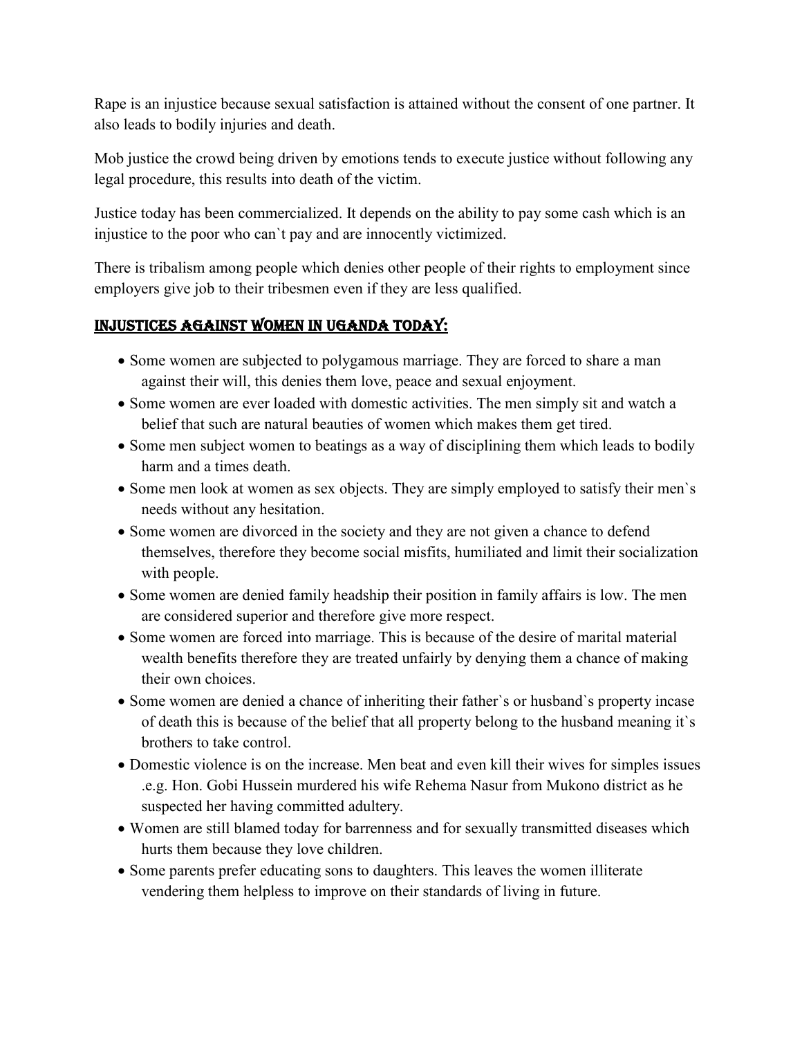Rape is an injustice because sexual satisfaction is attained without the consent of one partner. It also leads to bodily injuries and death.

Mob justice the crowd being driven by emotions tends to execute justice without following any legal procedure, this results into death of the victim.

Justice today has been commercialized. It depends on the ability to pay some cash which is an injustice to the poor who can`t pay and are innocently victimized.

There is tribalism among people which denies other people of their rights to employment since employers give job to their tribesmen even if they are less qualified.

## INJUSTICES AGAINST WOMEN IN UGANDA TODAY:

- Some women are subjected to polygamous marriage. They are forced to share a man against their will, this denies them love, peace and sexual enjoyment.
- Some women are ever loaded with domestic activities. The men simply sit and watch a belief that such are natural beauties of women which makes them get tired.
- Some men subject women to beatings as a way of disciplining them which leads to bodily harm and a times death.
- Some men look at women as sex objects. They are simply employed to satisfy their men`s needs without any hesitation.
- Some women are divorced in the society and they are not given a chance to defend themselves, therefore they become social misfits, humiliated and limit their socialization with people.
- Some women are denied family headship their position in family affairs is low. The men are considered superior and therefore give more respect.
- Some women are forced into marriage. This is because of the desire of marital material wealth benefits therefore they are treated unfairly by denying them a chance of making their own choices.
- Some women are denied a chance of inheriting their father`s or husband`s property incase of death this is because of the belief that all property belong to the husband meaning it`s brothers to take control.
- Domestic violence is on the increase. Men beat and even kill their wives for simples issues .e.g. Hon. Gobi Hussein murdered his wife Rehema Nasur from Mukono district as he suspected her having committed adultery.
- Women are still blamed today for barrenness and for sexually transmitted diseases which hurts them because they love children.
- Some parents prefer educating sons to daughters. This leaves the women illiterate vendering them helpless to improve on their standards of living in future.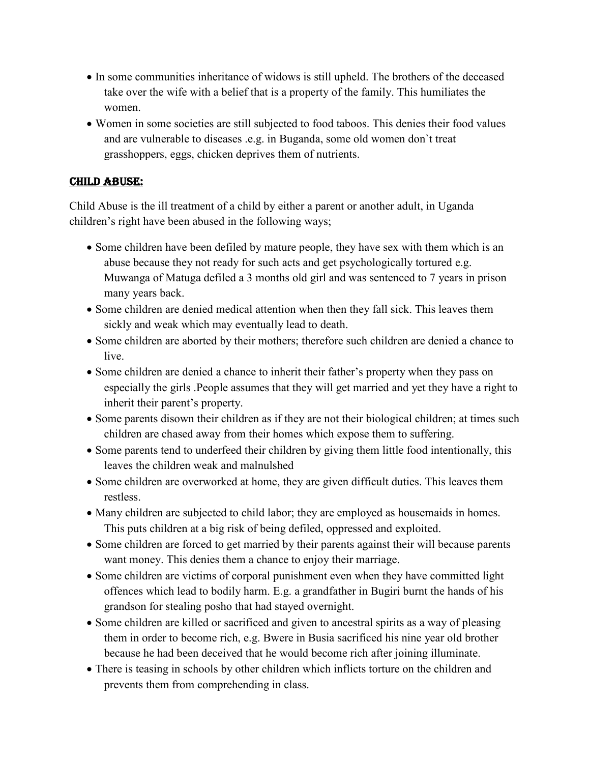- In some communities inheritance of widows is still upheld. The brothers of the deceased take over the wife with a belief that is a property of the family. This humiliates the women.
- Women in some societies are still subjected to food taboos. This denies their food values and are vulnerable to diseases .e.g. in Buganda, some old women don`t treat grasshoppers, eggs, chicken deprives them of nutrients.

## CHILD ABUSE:

Child Abuse is the ill treatment of a child by either a parent or another adult, in Uganda children's right have been abused in the following ways;

- Some children have been defiled by mature people, they have sex with them which is an abuse because they not ready for such acts and get psychologically tortured e.g. Muwanga of Matuga defiled a 3 months old girl and was sentenced to 7 years in prison many years back.
- Some children are denied medical attention when then they fall sick. This leaves them sickly and weak which may eventually lead to death.
- Some children are aborted by their mothers; therefore such children are denied a chance to live.
- Some children are denied a chance to inherit their father's property when they pass on especially the girls .People assumes that they will get married and yet they have a right to inherit their parent's property.
- Some parents disown their children as if they are not their biological children; at times such children are chased away from their homes which expose them to suffering.
- Some parents tend to underfeed their children by giving them little food intentionally, this leaves the children weak and malnulshed
- Some children are overworked at home, they are given difficult duties. This leaves them restless.
- Many children are subjected to child labor; they are employed as housemaids in homes. This puts children at a big risk of being defiled, oppressed and exploited.
- Some children are forced to get married by their parents against their will because parents want money. This denies them a chance to enjoy their marriage.
- Some children are victims of corporal punishment even when they have committed light offences which lead to bodily harm. E.g. a grandfather in Bugiri burnt the hands of his grandson for stealing posho that had stayed overnight.
- Some children are killed or sacrificed and given to ancestral spirits as a way of pleasing them in order to become rich, e.g. Bwere in Busia sacrificed his nine year old brother because he had been deceived that he would become rich after joining illuminate.
- There is teasing in schools by other children which inflicts torture on the children and prevents them from comprehending in class.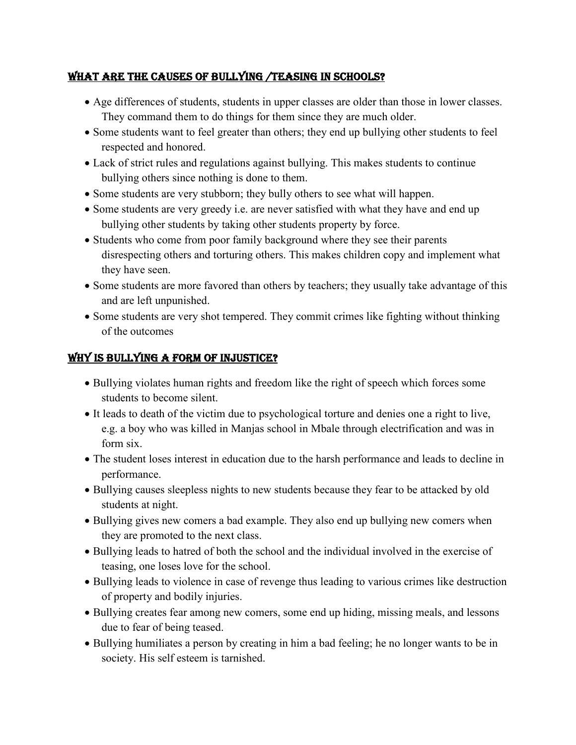## WHAT ARE THE CAUSES OF BULLYING /TEASING IN SCHOOLS?

- Age differences of students, students in upper classes are older than those in lower classes. They command them to do things for them since they are much older.
- Some students want to feel greater than others; they end up bullying other students to feel respected and honored.
- Lack of strict rules and regulations against bullying. This makes students to continue bullying others since nothing is done to them.
- Some students are very stubborn; they bully others to see what will happen.
- Some students are very greedy i.e. are never satisfied with what they have and end up bullying other students by taking other students property by force.
- Students who come from poor family background where they see their parents disrespecting others and torturing others. This makes children copy and implement what they have seen.
- Some students are more favored than others by teachers; they usually take advantage of this and are left unpunished.
- Some students are very shot tempered. They commit crimes like fighting without thinking of the outcomes

## WHY IS BULLYING A FORM OF INJUSTICE?

- Bullying violates human rights and freedom like the right of speech which forces some students to become silent.
- It leads to death of the victim due to psychological torture and denies one a right to live, e.g. a boy who was killed in Manjas school in Mbale through electrification and was in form six.
- The student loses interest in education due to the harsh performance and leads to decline in performance.
- Bullying causes sleepless nights to new students because they fear to be attacked by old students at night.
- Bullying gives new comers a bad example. They also end up bullying new comers when they are promoted to the next class.
- Bullying leads to hatred of both the school and the individual involved in the exercise of teasing, one loses love for the school.
- Bullying leads to violence in case of revenge thus leading to various crimes like destruction of property and bodily injuries.
- Bullying creates fear among new comers, some end up hiding, missing meals, and lessons due to fear of being teased.
- Bullying humiliates a person by creating in him a bad feeling; he no longer wants to be in society. His self esteem is tarnished.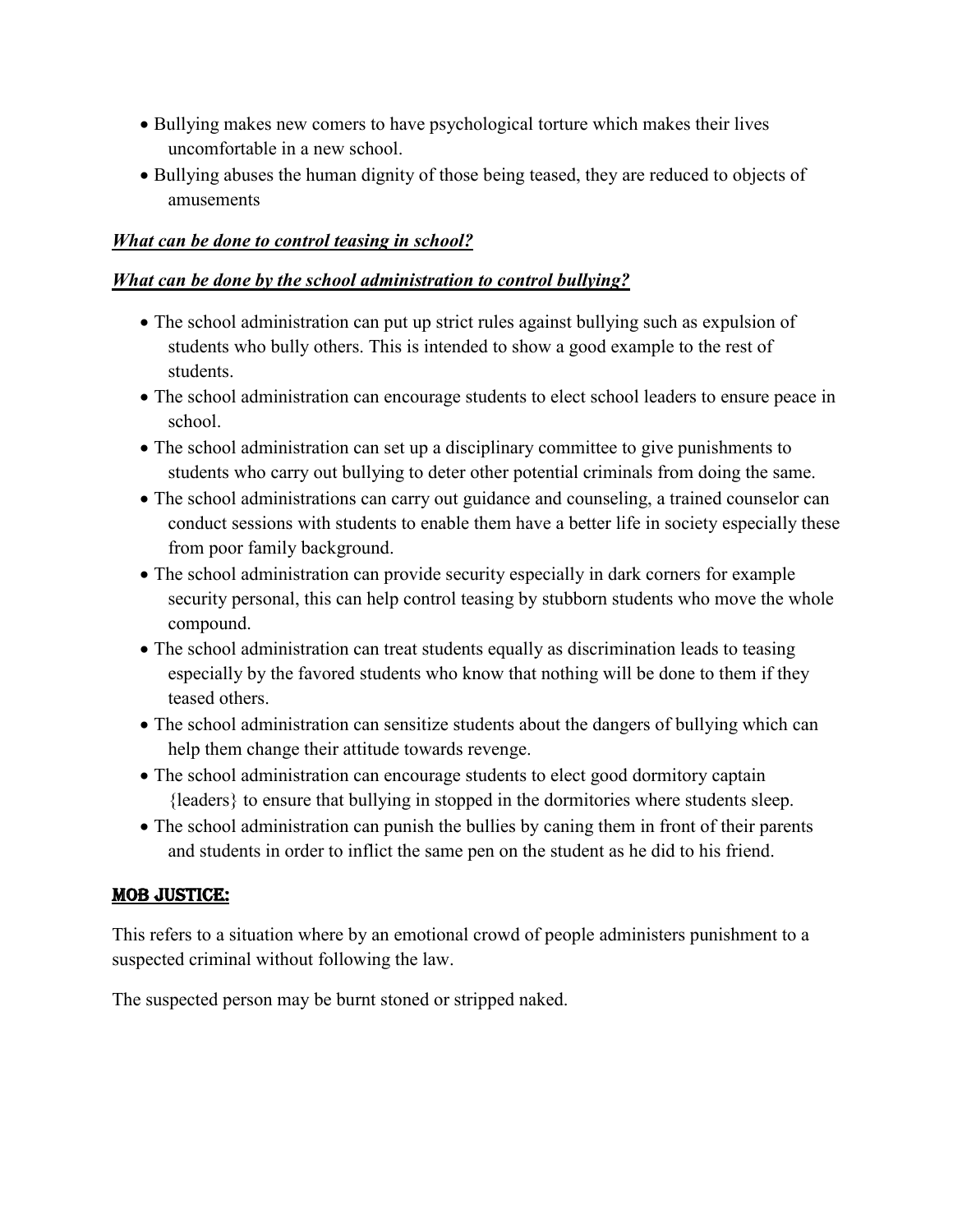- Bullying makes new comers to have psychological torture which makes their lives uncomfortable in a new school.
- Bullying abuses the human dignity of those being teased, they are reduced to objects of amusements

***<u>What can be done to control teasing in school?</u>***

***<u>What can be done by the school administration to control bullying?</u>***

- The school administration can put up strict rules against bullying such as expulsion of students who bully others. This is intended to show a good example to the rest of students.
- The school administration can encourage students to elect school leaders to ensure peace in school.
- The school administration can set up a disciplinary committee to give punishments to students who carry out bullying to deter other potential criminals from doing the same.
- The school administrations can carry out guidance and counseling, a trained counselor can conduct sessions with students to enable them have a better life in society especially these from poor family background.
- The school administration can provide security especially in dark corners for example security personal, this can help control teasing by stubborn students who move the whole compound.
- The school administration can treat students equally as discrimination leads to teasing especially by the favored students who know that nothing will be done to them if they teased others.
- The school administration can sensitize students about the dangers of bullying which can help them change their attitude towards revenge.
- The school administration can encourage students to elect good dormitory captain {leaders} to ensure that bullying in stopped in the dormitories where students sleep.
- The school administration can punish the bullies by caning them in front of their parents and students in order to inflict the same pen on the student as he did to his friend.

## <u>MOB JUSTICE:</u>

This refers to a situation where by an emotional crowd of people administers punishment to a suspected criminal without following the law.

The suspected person may be burnt stoned or stripped naked.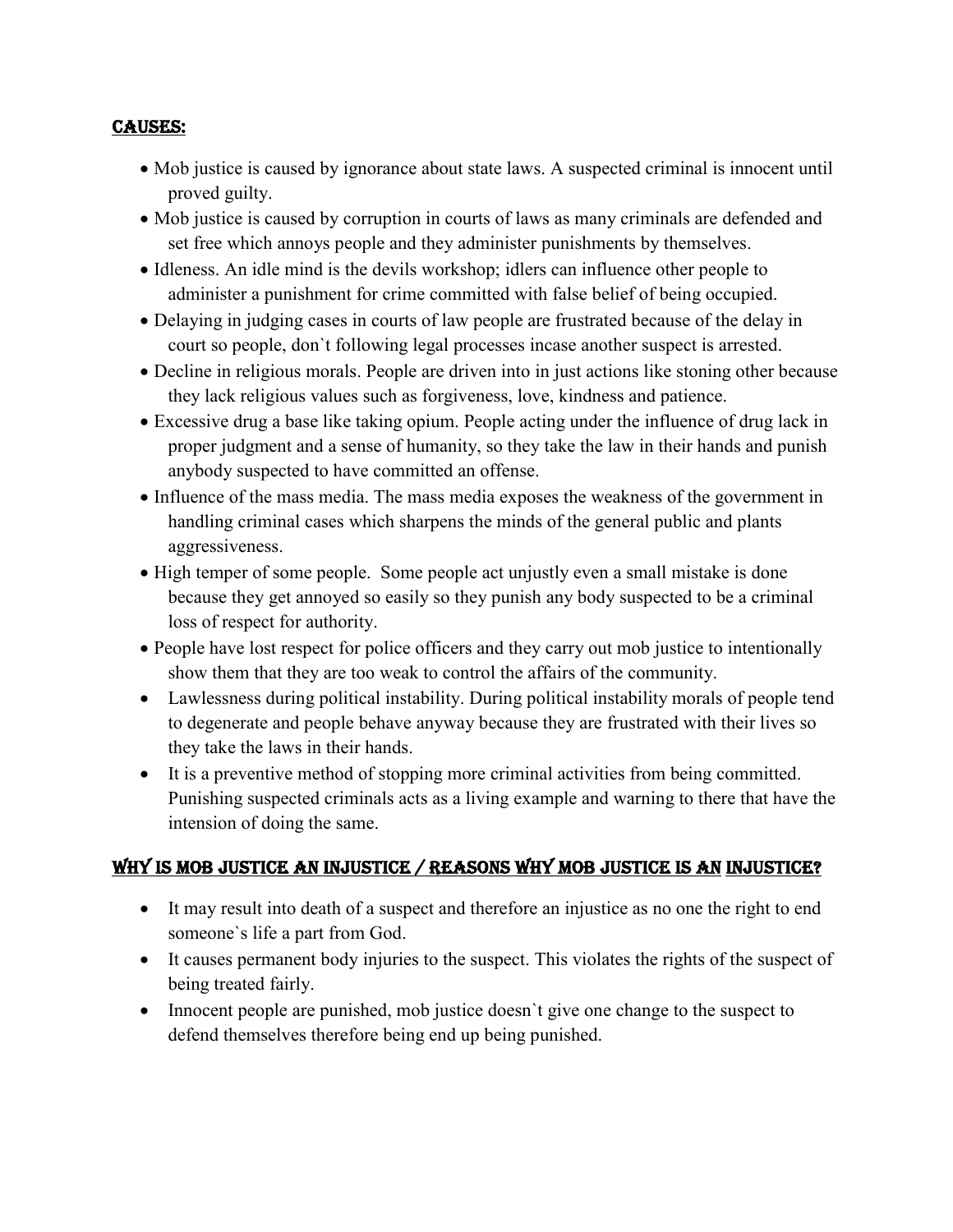## CAUSES:

- Mob justice is caused by ignorance about state laws. A suspected criminal is innocent until proved guilty.
- Mob justice is caused by corruption in courts of laws as many criminals are defended and set free which annoys people and they administer punishments by themselves.
- Idleness. An idle mind is the devils workshop; idlers can influence other people to administer a punishment for crime committed with false belief of being occupied.
- Delaying in judging cases in courts of law people are frustrated because of the delay in court so people, don`t following legal processes incase another suspect is arrested.
- Decline in religious morals. People are driven into in just actions like stoning other because they lack religious values such as forgiveness, love, kindness and patience.
- Excessive drug a base like taking opium. People acting under the influence of drug lack in proper judgment and a sense of humanity, so they take the law in their hands and punish anybody suspected to have committed an offense.
- Influence of the mass media. The mass media exposes the weakness of the government in handling criminal cases which sharpens the minds of the general public and plants aggressiveness.
- High temper of some people. Some people act unjustly even a small mistake is done because they get annoyed so easily so they punish any body suspected to be a criminal loss of respect for authority.
- People have lost respect for police officers and they carry out mob justice to intentionally show them that they are too weak to control the affairs of the community.
- Lawlessness during political instability. During political instability morals of people tend to degenerate and people behave anyway because they are frustrated with their lives so they take the laws in their hands.
- It is a preventive method of stopping more criminal activities from being committed. Punishing suspected criminals acts as a living example and warning to there that have the intension of doing the same.

## WHY IS MOB JUSTICE AN INJUSTICE / REASONS WHY MOB JUSTICE IS AN INJUSTICE?

- It may result into death of a suspect and therefore an injustice as no one the right to end someone`s life a part from God.
- It causes permanent body injuries to the suspect. This violates the rights of the suspect of being treated fairly.
- Innocent people are punished, mob justice doesn`t give one change to the suspect to defend themselves therefore being end up being punished.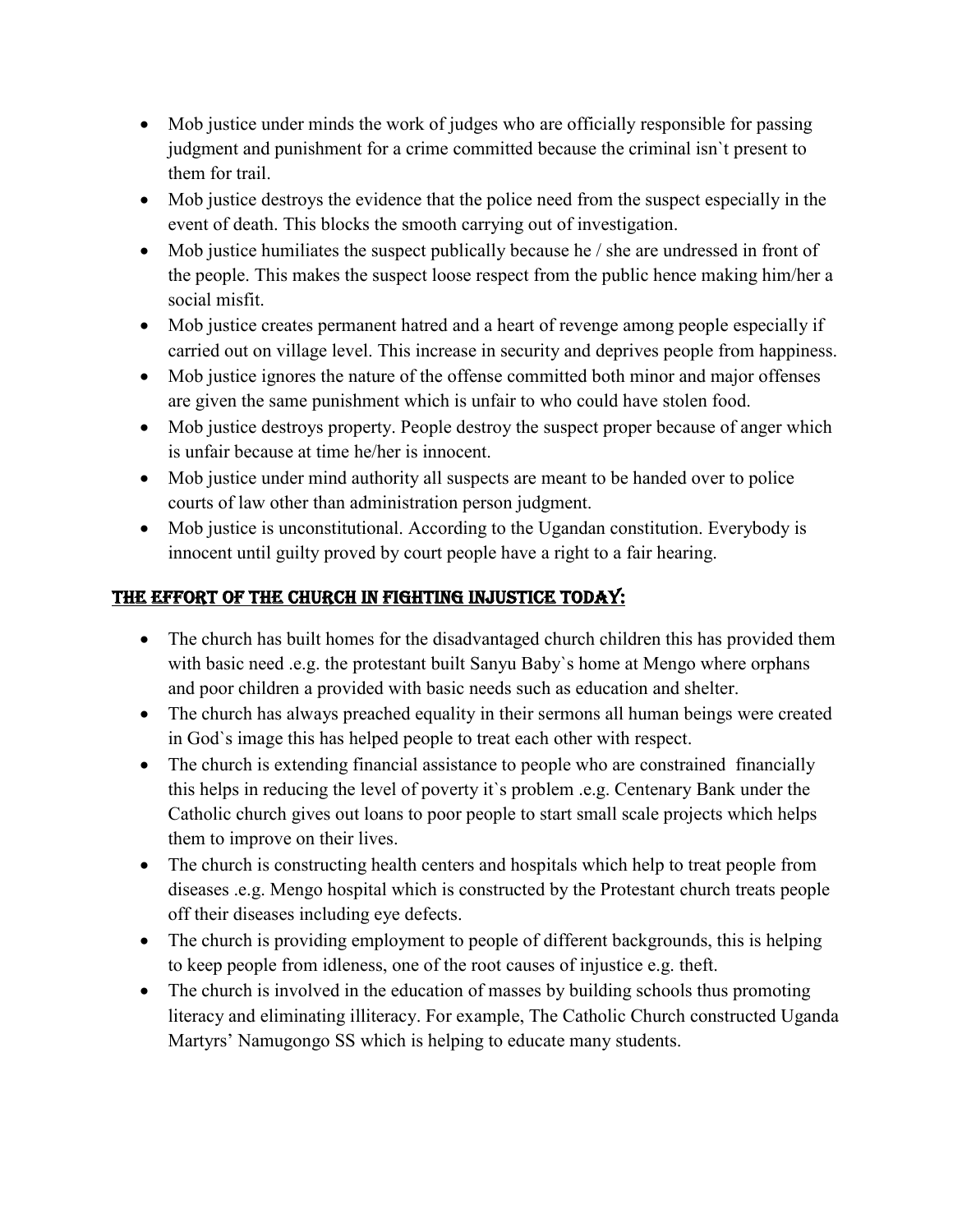- Mob justice under minds the work of judges who are officially responsible for passing judgment and punishment for a crime committed because the criminal isn`t present to them for trail.
- Mob justice destroys the evidence that the police need from the suspect especially in the event of death. This blocks the smooth carrying out of investigation.
- Mob justice humiliates the suspect publically because he / she are undressed in front of the people. This makes the suspect loose respect from the public hence making him/her a social misfit.
- Mob justice creates permanent hatred and a heart of revenge among people especially if carried out on village level. This increase in security and deprives people from happiness.
- Mob justice ignores the nature of the offense committed both minor and major offenses are given the same punishment which is unfair to who could have stolen food.
- Mob justice destroys property. People destroy the suspect proper because of anger which is unfair because at time he/her is innocent.
- Mob justice under mind authority all suspects are meant to be handed over to police courts of law other than administration person judgment.
- Mob justice is unconstitutional. According to the Ugandan constitution. Everybody is innocent until guilty proved by court people have a right to a fair hearing.

## THE EFFORT OF THE CHURCH IN FIGHTING INJUSTICE TODAY:

- The church has built homes for the disadvantaged church children this has provided them with basic need .e.g. the protestant built Sanyu Baby`s home at Mengo where orphans and poor children a provided with basic needs such as education and shelter.
- The church has always preached equality in their sermons all human beings were created in God`s image this has helped people to treat each other with respect.
- The church is extending financial assistance to people who are constrained financially this helps in reducing the level of poverty it`s problem .e.g. Centenary Bank under the Catholic church gives out loans to poor people to start small scale projects which helps them to improve on their lives.
- The church is constructing health centers and hospitals which help to treat people from diseases .e.g. Mengo hospital which is constructed by the Protestant church treats people off their diseases including eye defects.
- The church is providing employment to people of different backgrounds, this is helping to keep people from idleness, one of the root causes of injustice e.g. theft.
- The church is involved in the education of masses by building schools thus promoting literacy and eliminating illiteracy. For example, The Catholic Church constructed Uganda Martyrs' Namugongo SS which is helping to educate many students.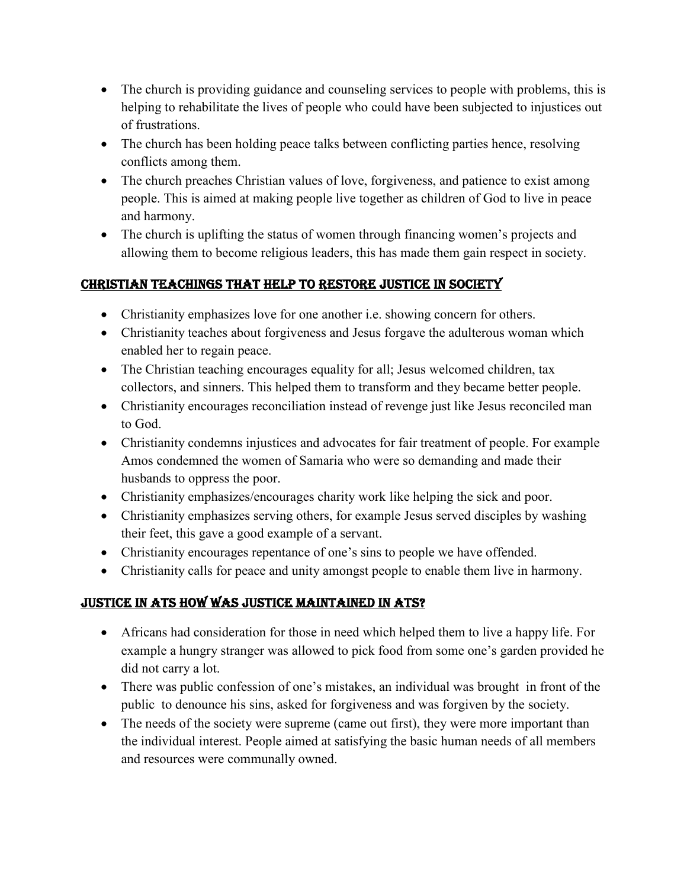- The church is providing guidance and counseling services to people with problems, this is helping to rehabilitate the lives of people who could have been subjected to injustices out of frustrations.
- The church has been holding peace talks between conflicting parties hence, resolving conflicts among them.
- The church preaches Christian values of love, forgiveness, and patience to exist among people. This is aimed at making people live together as children of God to live in peace and harmony.
- The church is uplifting the status of women through financing women's projects and allowing them to become religious leaders, this has made them gain respect in society.

## CHRISTIAN TEACHINGS THAT HELP TO RESTORE JUSTICE IN SOCIETY

- Christianity emphasizes love for one another i.e. showing concern for others.
- Christianity teaches about forgiveness and Jesus forgave the adulterous woman which enabled her to regain peace.
- The Christian teaching encourages equality for all; Jesus welcomed children, tax collectors, and sinners. This helped them to transform and they became better people.
- Christianity encourages reconciliation instead of revenge just like Jesus reconciled man to God.
- Christianity condemns injustices and advocates for fair treatment of people. For example Amos condemned the women of Samaria who were so demanding and made their husbands to oppress the poor.
- Christianity emphasizes/encourages charity work like helping the sick and poor.
- Christianity emphasizes serving others, for example Jesus served disciples by washing their feet, this gave a good example of a servant.
- Christianity encourages repentance of one's sins to people we have offended.
- Christianity calls for peace and unity amongst people to enable them live in harmony.

## JUSTICE IN ATS HOW WAS JUSTICE MAINTAINED IN ATS?

- Africans had consideration for those in need which helped them to live a happy life. For example a hungry stranger was allowed to pick food from some one's garden provided he did not carry a lot.
- There was public confession of one's mistakes, an individual was brought in front of the public to denounce his sins, asked for forgiveness and was forgiven by the society.
- The needs of the society were supreme (came out first), they were more important than the individual interest. People aimed at satisfying the basic human needs of all members and resources were communally owned.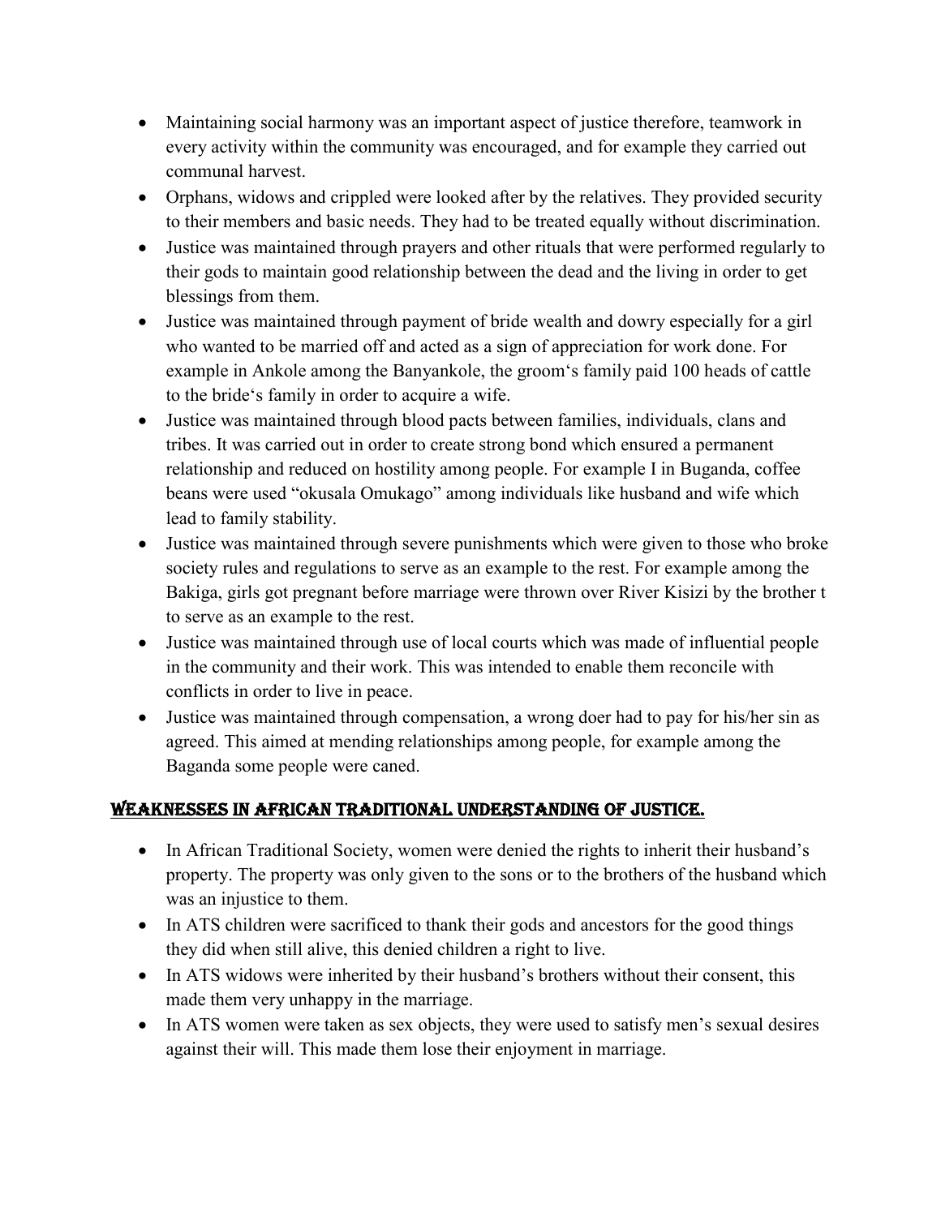- Maintaining social harmony was an important aspect of justice therefore, teamwork in every activity within the community was encouraged, and for example they carried out communal harvest.
- Orphans, widows and crippled were looked after by the relatives. They provided security to their members and basic needs. They had to be treated equally without discrimination.
- Justice was maintained through prayers and other rituals that were performed regularly to their gods to maintain good relationship between the dead and the living in order to get blessings from them.
- Justice was maintained through payment of bride wealth and dowry especially for a girl who wanted to be married off and acted as a sign of appreciation for work done. For example in Ankole among the Banyankole, the groom's family paid 100 heads of cattle to the bride's family in order to acquire a wife.
- Justice was maintained through blood pacts between families, individuals, clans and tribes. It was carried out in order to create strong bond which ensured a permanent relationship and reduced on hostility among people. For example I in Buganda, coffee beans were used "okusala Omukago" among individuals like husband and wife which lead to family stability.
- Justice was maintained through severe punishments which were given to those who broke society rules and regulations to serve as an example to the rest. For example among the Bakiga, girls got pregnant before marriage were thrown over River Kisizi by the brother t to serve as an example to the rest.
- Justice was maintained through use of local courts which was made of influential people in the community and their work. This was intended to enable them reconcile with conflicts in order to live in peace.
- Justice was maintained through compensation, a wrong doer had to pay for his/her sin as agreed. This aimed at mending relationships among people, for example among the Baganda some people were caned.

## WEAKNESSES IN AFRICAN TRADITIONAL UNDERSTANDING OF JUSTICE.

- In African Traditional Society, women were denied the rights to inherit their husband's property. The property was only given to the sons or to the brothers of the husband which was an injustice to them.
- In ATS children were sacrificed to thank their gods and ancestors for the good things they did when still alive, this denied children a right to live.
- In ATS widows were inherited by their husband's brothers without their consent, this made them very unhappy in the marriage.
- In ATS women were taken as sex objects, they were used to satisfy men's sexual desires against their will. This made them lose their enjoyment in marriage.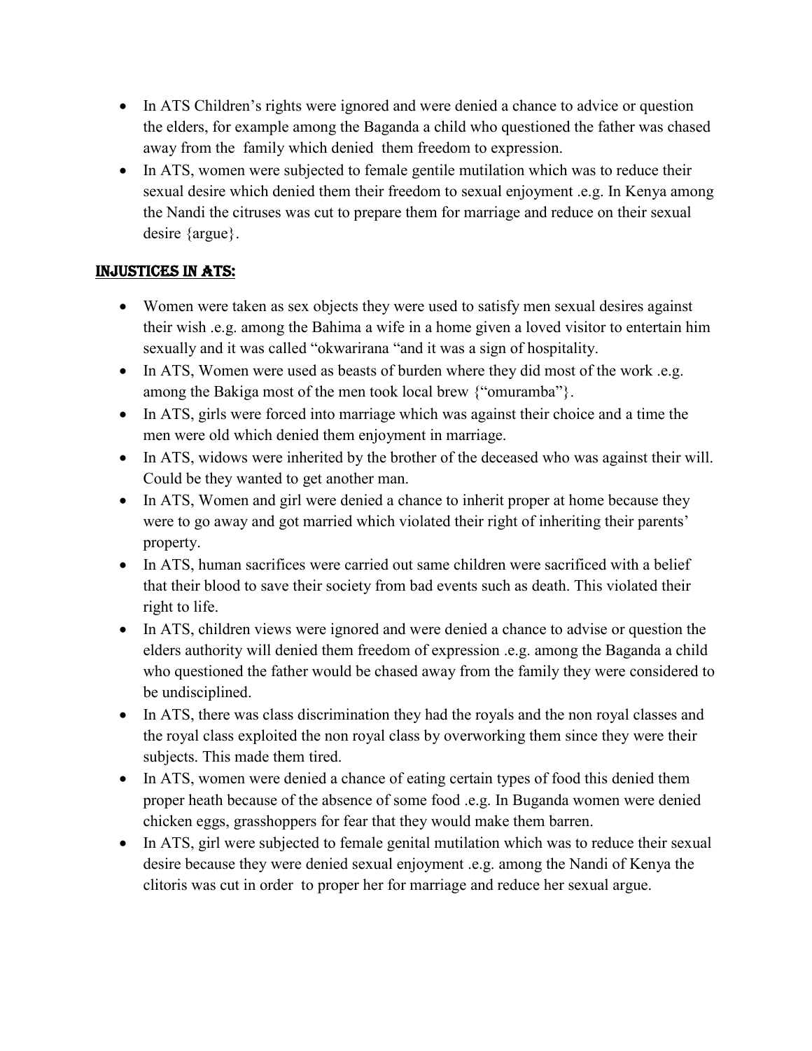- In ATS Children's rights were ignored and were denied a chance to advice or question the elders, for example among the Baganda a child who questioned the father was chased away from the family which denied them freedom to expression.
- In ATS, women were subjected to female gentile mutilation which was to reduce their sexual desire which denied them their freedom to sexual enjoyment .e.g. In Kenya among the Nandi the citruses was cut to prepare them for marriage and reduce on their sexual desire {argue}.

## INJUSTICES IN ATS:

- Women were taken as sex objects they were used to satisfy men sexual desires against their wish .e.g. among the Bahima a wife in a home given a loved visitor to entertain him sexually and it was called "okwarirana "and it was a sign of hospitality.
- In ATS, Women were used as beasts of burden where they did most of the work .e.g. among the Bakiga most of the men took local brew {"omuramba"}.
- In ATS, girls were forced into marriage which was against their choice and a time the men were old which denied them enjoyment in marriage.
- In ATS, widows were inherited by the brother of the deceased who was against their will. Could be they wanted to get another man.
- In ATS, Women and girl were denied a chance to inherit proper at home because they were to go away and got married which violated their right of inheriting their parents' property.
- In ATS, human sacrifices were carried out same children were sacrificed with a belief that their blood to save their society from bad events such as death. This violated their right to life.
- In ATS, children views were ignored and were denied a chance to advise or question the elders authority will denied them freedom of expression .e.g. among the Baganda a child who questioned the father would be chased away from the family they were considered to be undisciplined.
- In ATS, there was class discrimination they had the royals and the non royal classes and the royal class exploited the non royal class by overworking them since they were their subjects. This made them tired.
- In ATS, women were denied a chance of eating certain types of food this denied them proper heath because of the absence of some food .e.g. In Buganda women were denied chicken eggs, grasshoppers for fear that they would make them barren.
- In ATS, girl were subjected to female genital mutilation which was to reduce their sexual desire because they were denied sexual enjoyment .e.g. among the Nandi of Kenya the clitoris was cut in order to proper her for marriage and reduce her sexual argue.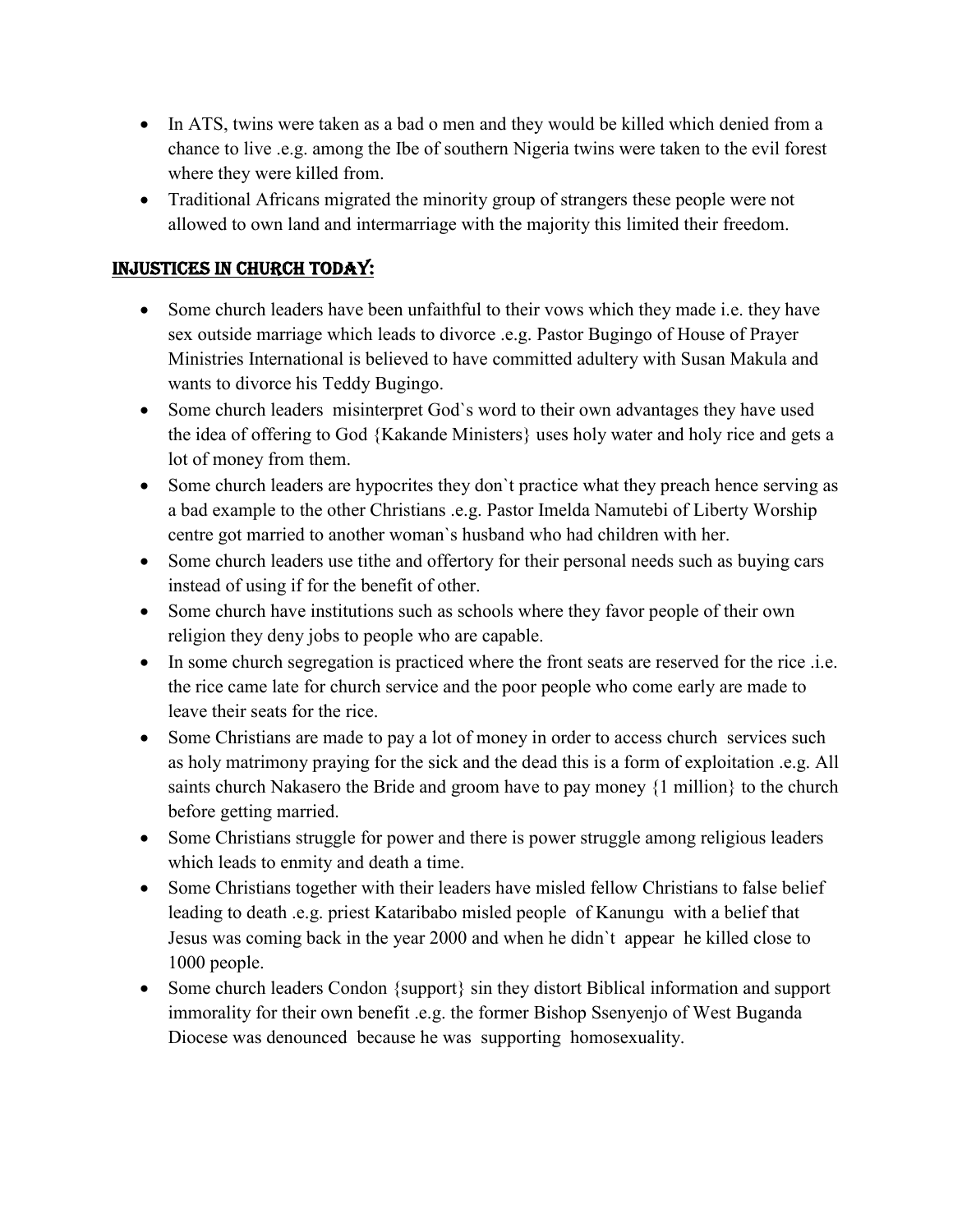- In ATS, twins were taken as a bad o men and they would be killed which denied from a chance to live .e.g. among the Ibe of southern Nigeria twins were taken to the evil forest where they were killed from.
- Traditional Africans migrated the minority group of strangers these people were not allowed to own land and intermarriage with the majority this limited their freedom.

## INJUSTICES IN CHURCH TODAY:

- Some church leaders have been unfaithful to their vows which they made i.e. they have sex outside marriage which leads to divorce .e.g. Pastor Bugingo of House of Prayer Ministries International is believed to have committed adultery with Susan Makula and wants to divorce his Teddy Bugingo.
- Some church leaders misinterpret God`s word to their own advantages they have used the idea of offering to God {Kakande Ministers} uses holy water and holy rice and gets a lot of money from them.
- Some church leaders are hypocrites they don`t practice what they preach hence serving as a bad example to the other Christians .e.g. Pastor Imelda Namutebi of Liberty Worship centre got married to another woman`s husband who had children with her.
- Some church leaders use tithe and offertory for their personal needs such as buying cars instead of using if for the benefit of other.
- Some church have institutions such as schools where they favor people of their own religion they deny jobs to people who are capable.
- In some church segregation is practiced where the front seats are reserved for the rice .i.e. the rice came late for church service and the poor people who come early are made to leave their seats for the rice.
- Some Christians are made to pay a lot of money in order to access church services such as holy matrimony praying for the sick and the dead this is a form of exploitation .e.g. All saints church Nakasero the Bride and groom have to pay money {1 million} to the church before getting married.
- Some Christians struggle for power and there is power struggle among religious leaders which leads to enmity and death a time.
- Some Christians together with their leaders have misled fellow Christians to false belief leading to death .e.g. priest Kataribabo misled people of Kanungu with a belief that Jesus was coming back in the year 2000 and when he didn`t appear he killed close to 1000 people.
- Some church leaders Condon {support} sin they distort Biblical information and support immorality for their own benefit .e.g. the former Bishop Ssenyenjo of West Buganda Diocese was denounced because he was supporting homosexuality.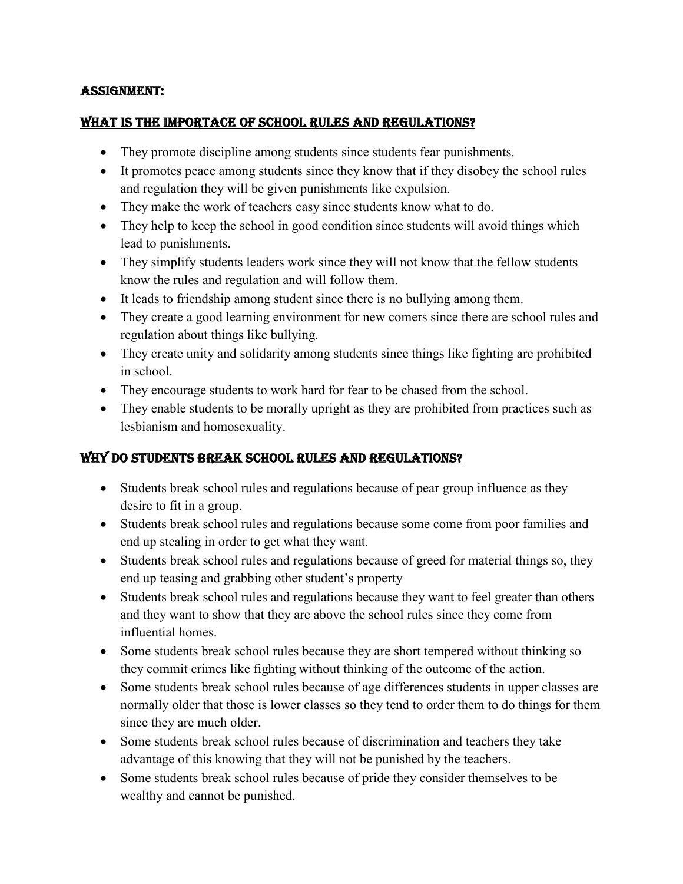## ASSIGNMENT:

## WHAT IS THE IMPORTACE OF SCHOOL RULES AND REGULATIONS?

- They promote discipline among students since students fear punishments.
- It promotes peace among students since they know that if they disobey the school rules and regulation they will be given punishments like expulsion.
- They make the work of teachers easy since students know what to do.
- They help to keep the school in good condition since students will avoid things which lead to punishments.
- They simplify students leaders work since they will not know that the fellow students know the rules and regulation and will follow them.
- It leads to friendship among student since there is no bullying among them.
- They create a good learning environment for new comers since there are school rules and regulation about things like bullying.
- They create unity and solidarity among students since things like fighting are prohibited in school.
- They encourage students to work hard for fear to be chased from the school.
- They enable students to be morally upright as they are prohibited from practices such as lesbianism and homosexuality.

## WHY DO STUDENTS BREAK SCHOOL RULES AND REGULATIONS?

- Students break school rules and regulations because of pear group influence as they desire to fit in a group.
- Students break school rules and regulations because some come from poor families and end up stealing in order to get what they want.
- Students break school rules and regulations because of greed for material things so, they end up teasing and grabbing other student's property
- Students break school rules and regulations because they want to feel greater than others and they want to show that they are above the school rules since they come from influential homes.
- Some students break school rules because they are short tempered without thinking so they commit crimes like fighting without thinking of the outcome of the action.
- Some students break school rules because of age differences students in upper classes are normally older that those is lower classes so they tend to order them to do things for them since they are much older.
- Some students break school rules because of discrimination and teachers they take advantage of this knowing that they will not be punished by the teachers.
- Some students break school rules because of pride they consider themselves to be wealthy and cannot be punished.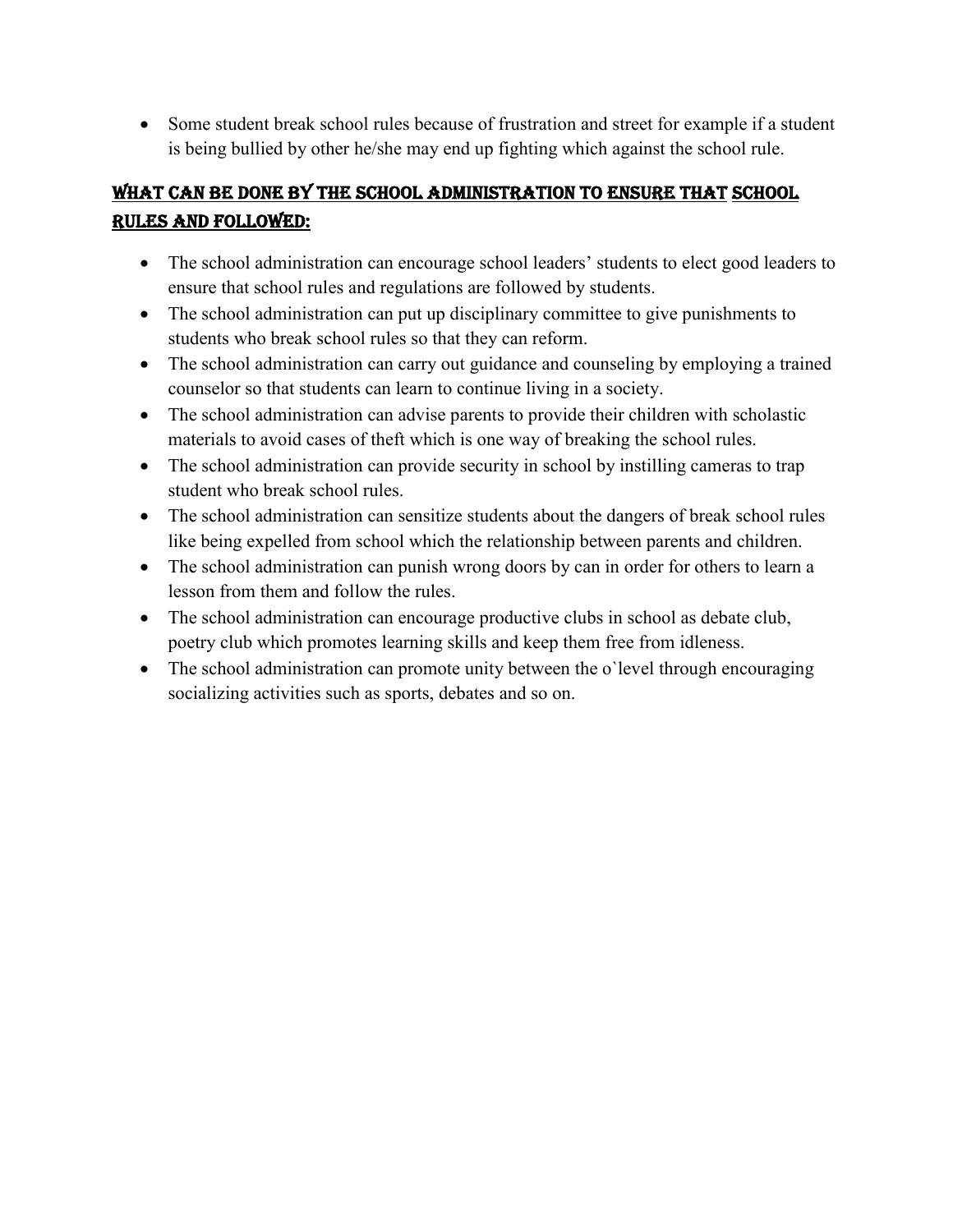- Some student break school rules because of frustration and street for example if a student is being bullied by other he/she may end up fighting which against the school rule.

## WHAT CAN BE DONE BY THE SCHOOL ADMINISTRATION TO ENSURE THAT SCHOOL RULES AND FOLLOWED:

- The school administration can encourage school leaders' students to elect good leaders to ensure that school rules and regulations are followed by students.
- The school administration can put up disciplinary committee to give punishments to students who break school rules so that they can reform.
- The school administration can carry out guidance and counseling by employing a trained counselor so that students can learn to continue living in a society.
- The school administration can advise parents to provide their children with scholastic materials to avoid cases of theft which is one way of breaking the school rules.
- The school administration can provide security in school by instilling cameras to trap student who break school rules.
- The school administration can sensitize students about the dangers of break school rules like being expelled from school which the relationship between parents and children.
- The school administration can punish wrong doors by can in order for others to learn a lesson from them and follow the rules.
- The school administration can encourage productive clubs in school as debate club, poetry club which promotes learning skills and keep them free from idleness.
- The school administration can promote unity between the o`level through encouraging socializing activities such as sports, debates and so on.